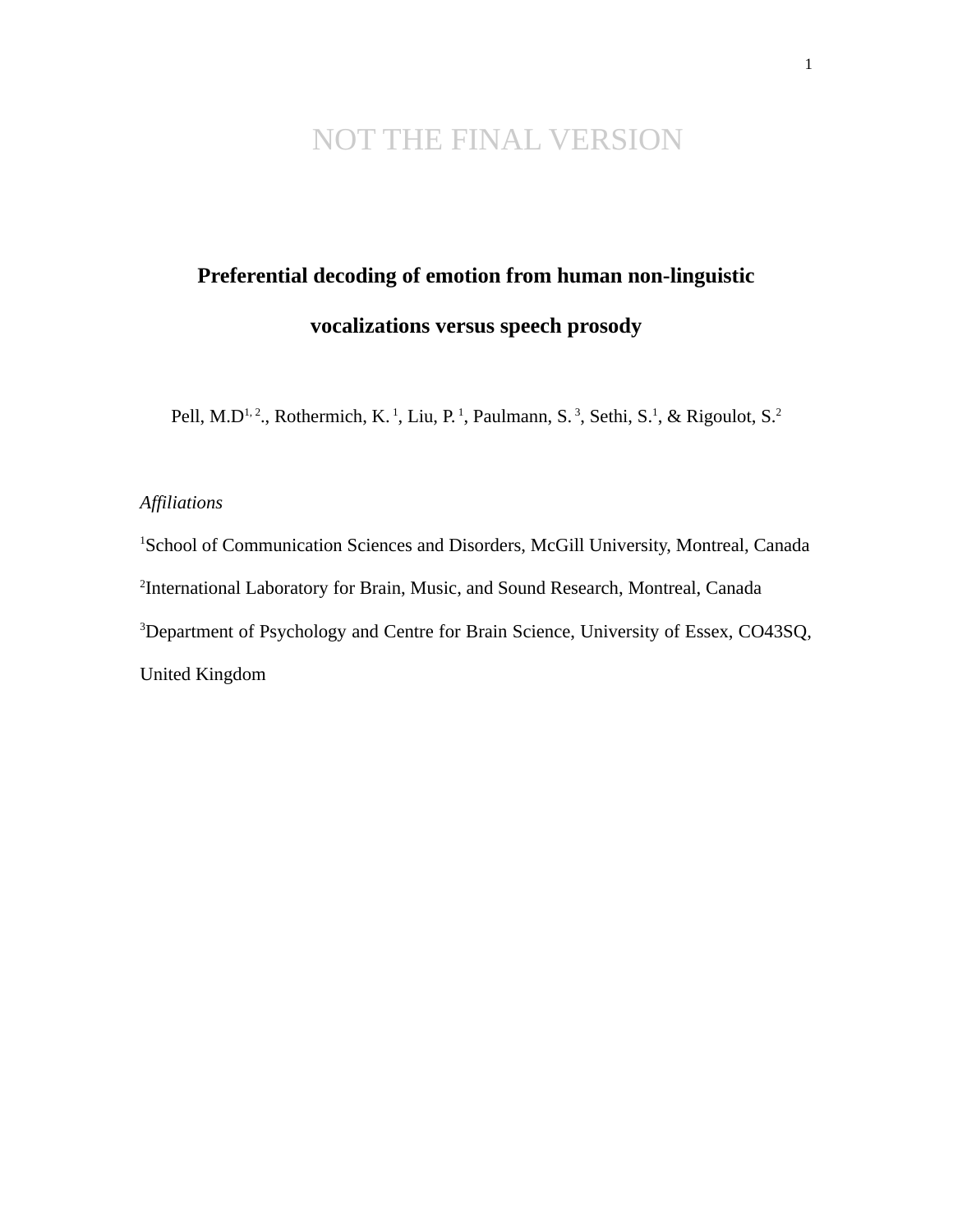NOT THE FINAL VERSION

# Preferential decoding of emotion from human non-linguistic vocalizations versus speech prosody

Pell, M.D[1, 2]., Rothermich, K.[1], Liu, P.[1], Paulmann, S.[3], Sethi, S.[1], & Rigoulot, S.[2]

*Affiliations*

[1]School of Communication Sciences and Disorders, McGill University, Montreal, Canada

[2]International Laboratory for Brain, Music, and Sound Research, Montreal, Canada

[3]Department of Psychology and Centre for Brain Science, University of Essex, CO43SQ, United Kingdom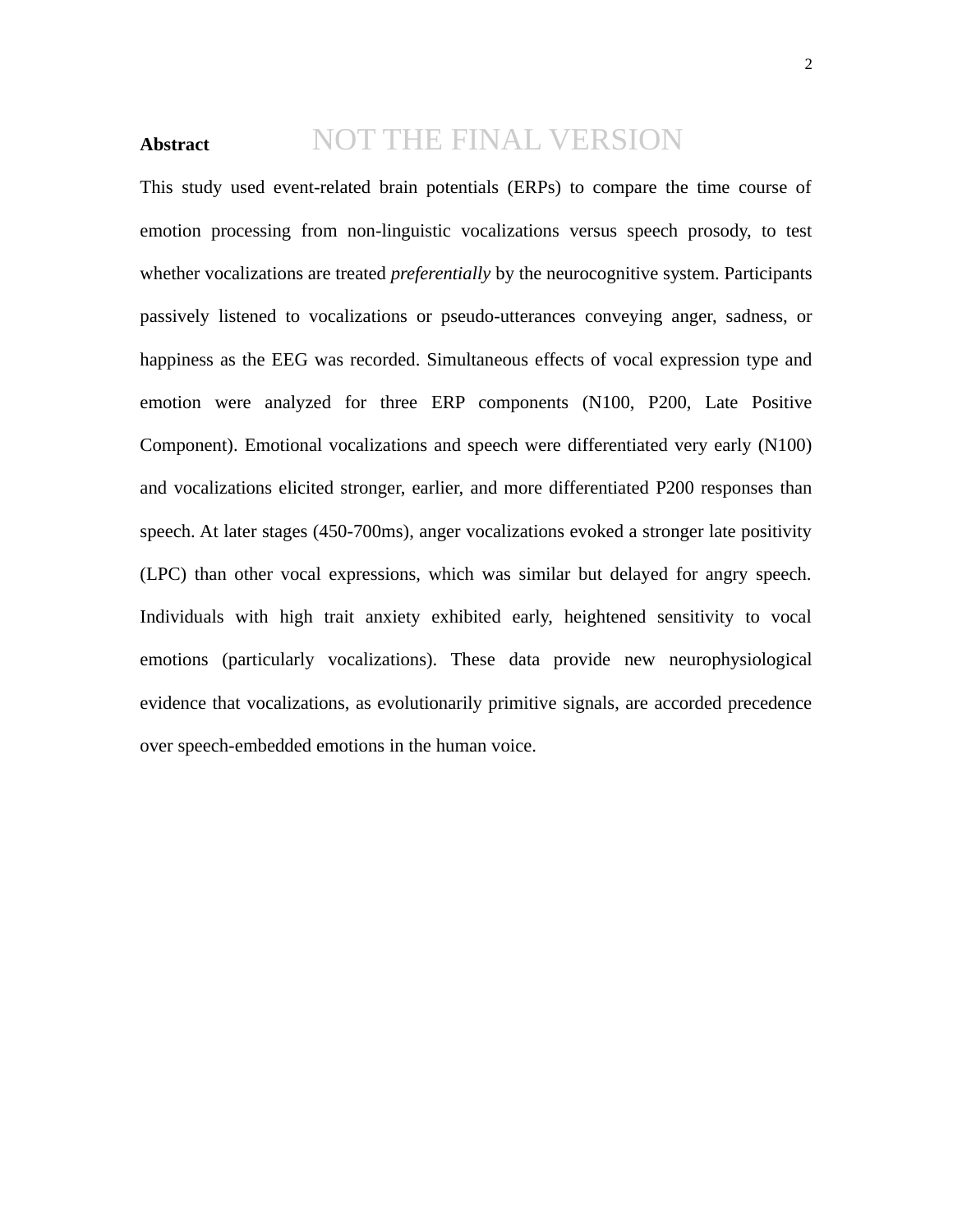**Abstract**

NOT THE FINAL VERSION

This study used event-related brain potentials (ERPs) to compare the time course of emotion processing from non-linguistic vocalizations versus speech prosody, to test whether vocalizations are treated *preferentially* by the neurocognitive system. Participants passively listened to vocalizations or pseudo-utterances conveying anger, sadness, or happiness as the EEG was recorded. Simultaneous effects of vocal expression type and emotion were analyzed for three ERP components (N100, P200, Late Positive Component). Emotional vocalizations and speech were differentiated very early (N100) and vocalizations elicited stronger, earlier, and more differentiated P200 responses than speech. At later stages (450-700ms), anger vocalizations evoked a stronger late positivity (LPC) than other vocal expressions, which was similar but delayed for angry speech. Individuals with high trait anxiety exhibited early, heightened sensitivity to vocal emotions (particularly vocalizations). These data provide new neurophysiological evidence that vocalizations, as evolutionarily primitive signals, are accorded precedence over speech-embedded emotions in the human voice.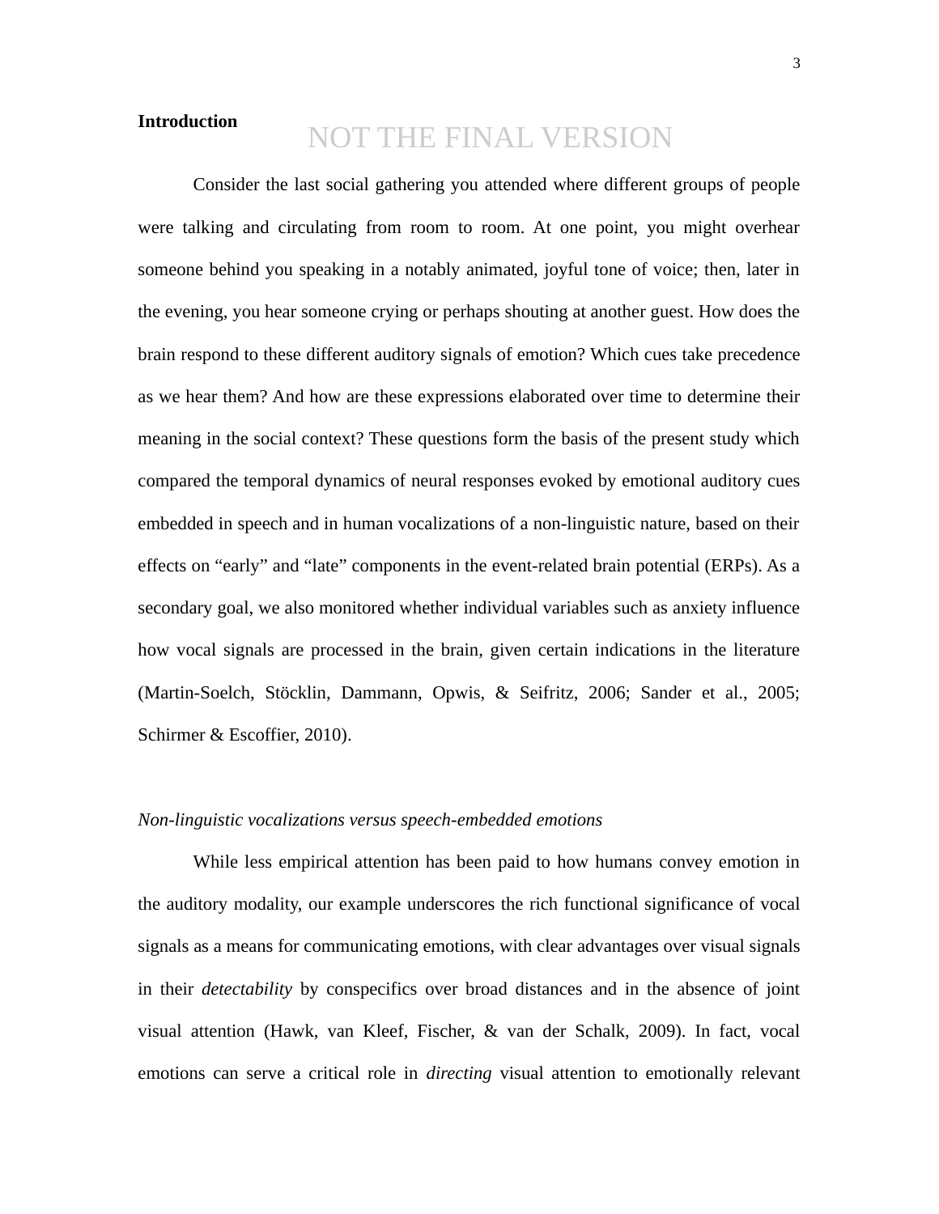**Introduction**

NOT THE FINAL VERSION

Consider the last social gathering you attended where different groups of people were talking and circulating from room to room. At one point, you might overhear someone behind you speaking in a notably animated, joyful tone of voice; then, later in the evening, you hear someone crying or perhaps shouting at another guest. How does the brain respond to these different auditory signals of emotion? Which cues take precedence as we hear them? And how are these expressions elaborated over time to determine their meaning in the social context? These questions form the basis of the present study which compared the temporal dynamics of neural responses evoked by emotional auditory cues embedded in speech and in human vocalizations of a non-linguistic nature, based on their effects on "early" and "late" components in the event-related brain potential (ERPs). As a secondary goal, we also monitored whether individual variables such as anxiety influence how vocal signals are processed in the brain, given certain indications in the literature (Martin-Soelch, Stöcklin, Dammann, Opwis, & Seifritz, 2006; Sander et al., 2005; Schirmer & Escoffier, 2010).

*Non-linguistic vocalizations versus speech-embedded emotions*

While less empirical attention has been paid to how humans convey emotion in the auditory modality, our example underscores the rich functional significance of vocal signals as a means for communicating emotions, with clear advantages over visual signals in their *detectability* by conspecifics over broad distances and in the absence of joint visual attention (Hawk, van Kleef, Fischer, & van der Schalk, 2009). In fact, vocal emotions can serve a critical role in *directing* visual attention to emotionally relevant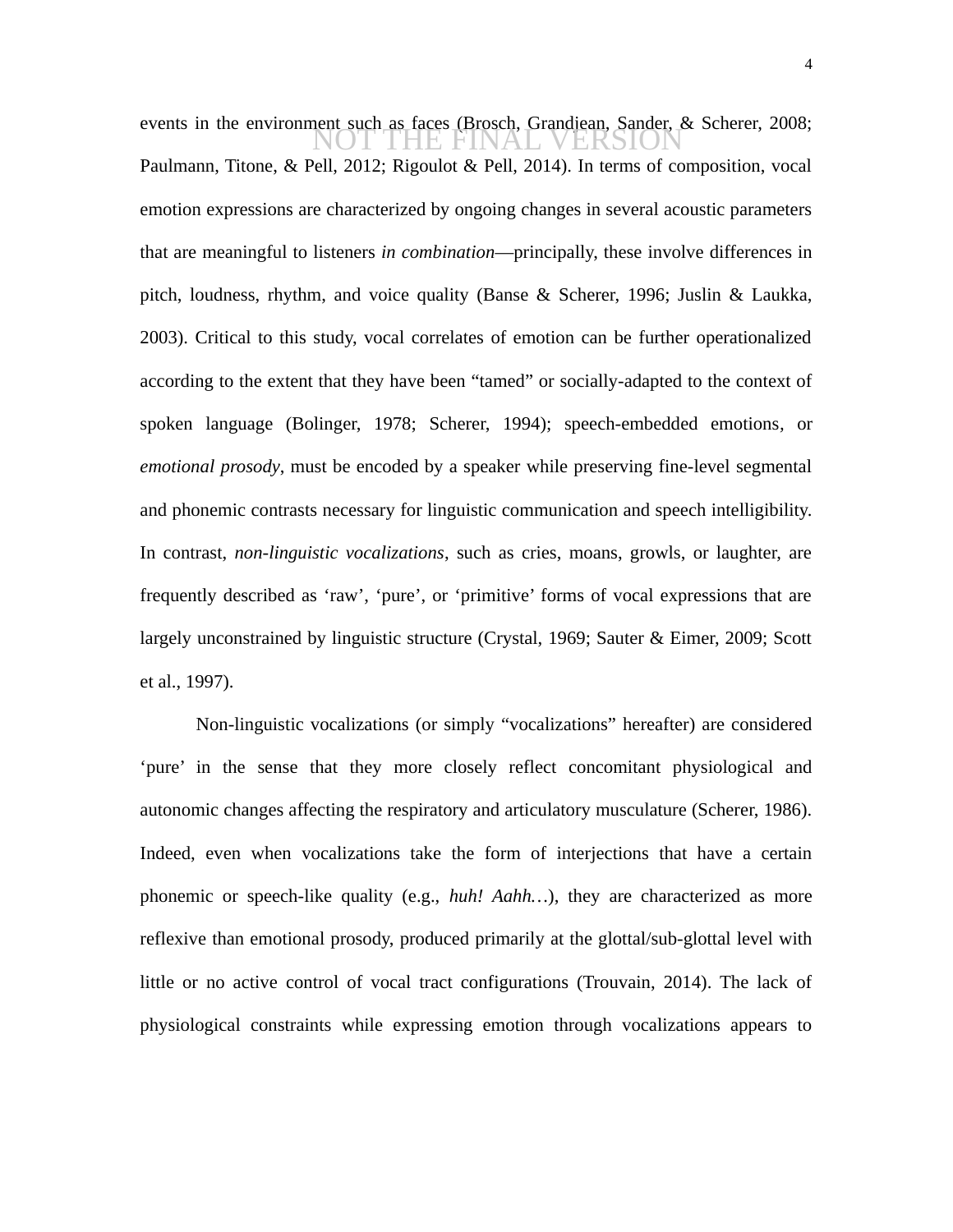events in the environment such as faces (Brosch, Grandjean, Sander, & Scherer, 2008; Paulmann, Titone, & Pell, 2012; Rigoulot & Pell, 2014). In terms of composition, vocal emotion expressions are characterized by ongoing changes in several acoustic parameters that are meaningful to listeners *in combination*—principally, these involve differences in pitch, loudness, rhythm, and voice quality (Banse & Scherer, 1996; Juslin & Laukka, 2003). Critical to this study, vocal correlates of emotion can be further operationalized according to the extent that they have been "tamed" or socially-adapted to the context of spoken language (Bolinger, 1978; Scherer, 1994); speech-embedded emotions, or *emotional prosody*, must be encoded by a speaker while preserving fine-level segmental and phonemic contrasts necessary for linguistic communication and speech intelligibility. In contrast, *non-linguistic vocalizations*, such as cries, moans, growls, or laughter, are frequently described as 'raw', 'pure', or 'primitive' forms of vocal expressions that are largely unconstrained by linguistic structure (Crystal, 1969; Sauter & Eimer, 2009; Scott et al., 1997).

Non-linguistic vocalizations (or simply "vocalizations" hereafter) are considered 'pure' in the sense that they more closely reflect concomitant physiological and autonomic changes affecting the respiratory and articulatory musculature (Scherer, 1986). Indeed, even when vocalizations take the form of interjections that have a certain phonemic or speech-like quality (e.g., *huh! Aahh…*), they are characterized as more reflexive than emotional prosody, produced primarily at the glottal/sub-glottal level with little or no active control of vocal tract configurations (Trouvain, 2014). The lack of physiological constraints while expressing emotion through vocalizations appears to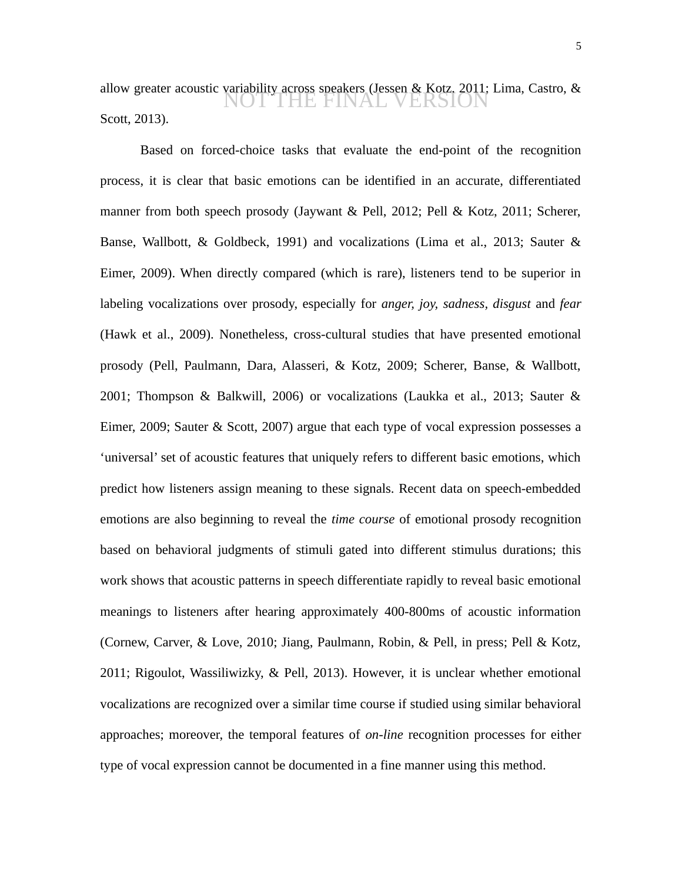allow greater acoustic variability across speakers (Jessen & Kotz, 2011; Lima, Castro, & Scott, 2013).

Based on forced-choice tasks that evaluate the end-point of the recognition process, it is clear that basic emotions can be identified in an accurate, differentiated manner from both speech prosody (Jaywant & Pell, 2012; Pell & Kotz, 2011; Scherer, Banse, Wallbott, & Goldbeck, 1991) and vocalizations (Lima et al., 2013; Sauter & Eimer, 2009). When directly compared (which is rare), listeners tend to be superior in labeling vocalizations over prosody, especially for *anger, joy, sadness, disgust* and *fear* (Hawk et al., 2009). Nonetheless, cross-cultural studies that have presented emotional prosody (Pell, Paulmann, Dara, Alasseri, & Kotz, 2009; Scherer, Banse, & Wallbott, 2001; Thompson & Balkwill, 2006) or vocalizations (Laukka et al., 2013; Sauter & Eimer, 2009; Sauter & Scott, 2007) argue that each type of vocal expression possesses a 'universal' set of acoustic features that uniquely refers to different basic emotions, which predict how listeners assign meaning to these signals. Recent data on speech-embedded emotions are also beginning to reveal the *time course* of emotional prosody recognition based on behavioral judgments of stimuli gated into different stimulus durations; this work shows that acoustic patterns in speech differentiate rapidly to reveal basic emotional meanings to listeners after hearing approximately 400-800ms of acoustic information (Cornew, Carver, & Love, 2010; Jiang, Paulmann, Robin, & Pell, in press; Pell & Kotz, 2011; Rigoulot, Wassiliwizky, & Pell, 2013). However, it is unclear whether emotional vocalizations are recognized over a similar time course if studied using similar behavioral approaches; moreover, the temporal features of *on-line* recognition processes for either type of vocal expression cannot be documented in a fine manner using this method.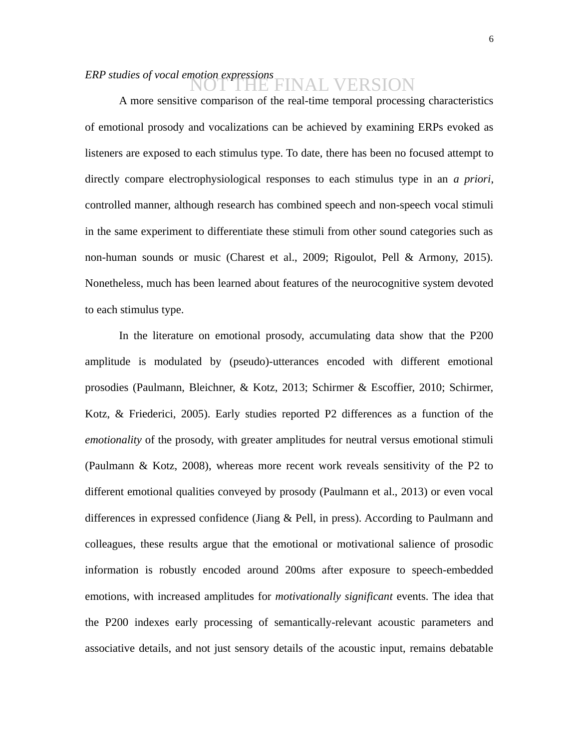*ERP studies of vocal emotion expressions*

A more sensitive comparison of the real-time temporal processing characteristics of emotional prosody and vocalizations can be achieved by examining ERPs evoked as listeners are exposed to each stimulus type. To date, there has been no focused attempt to directly compare electrophysiological responses to each stimulus type in an *a priori*, controlled manner, although research has combined speech and non-speech vocal stimuli in the same experiment to differentiate these stimuli from other sound categories such as non-human sounds or music (Charest et al., 2009; Rigoulot, Pell & Armony, 2015). Nonetheless, much has been learned about features of the neurocognitive system devoted to each stimulus type.

In the literature on emotional prosody, accumulating data show that the P200 amplitude is modulated by (pseudo)-utterances encoded with different emotional prosodies (Paulmann, Bleichner, & Kotz, 2013; Schirmer & Escoffier, 2010; Schirmer, Kotz, & Friederici, 2005). Early studies reported P2 differences as a function of the *emotionality* of the prosody, with greater amplitudes for neutral versus emotional stimuli (Paulmann & Kotz, 2008), whereas more recent work reveals sensitivity of the P2 to different emotional qualities conveyed by prosody (Paulmann et al., 2013) or even vocal differences in expressed confidence (Jiang & Pell, in press). According to Paulmann and colleagues, these results argue that the emotional or motivational salience of prosodic information is robustly encoded around 200ms after exposure to speech-embedded emotions, with increased amplitudes for *motivationally significant* events. The idea that the P200 indexes early processing of semantically-relevant acoustic parameters and associative details, and not just sensory details of the acoustic input, remains debatable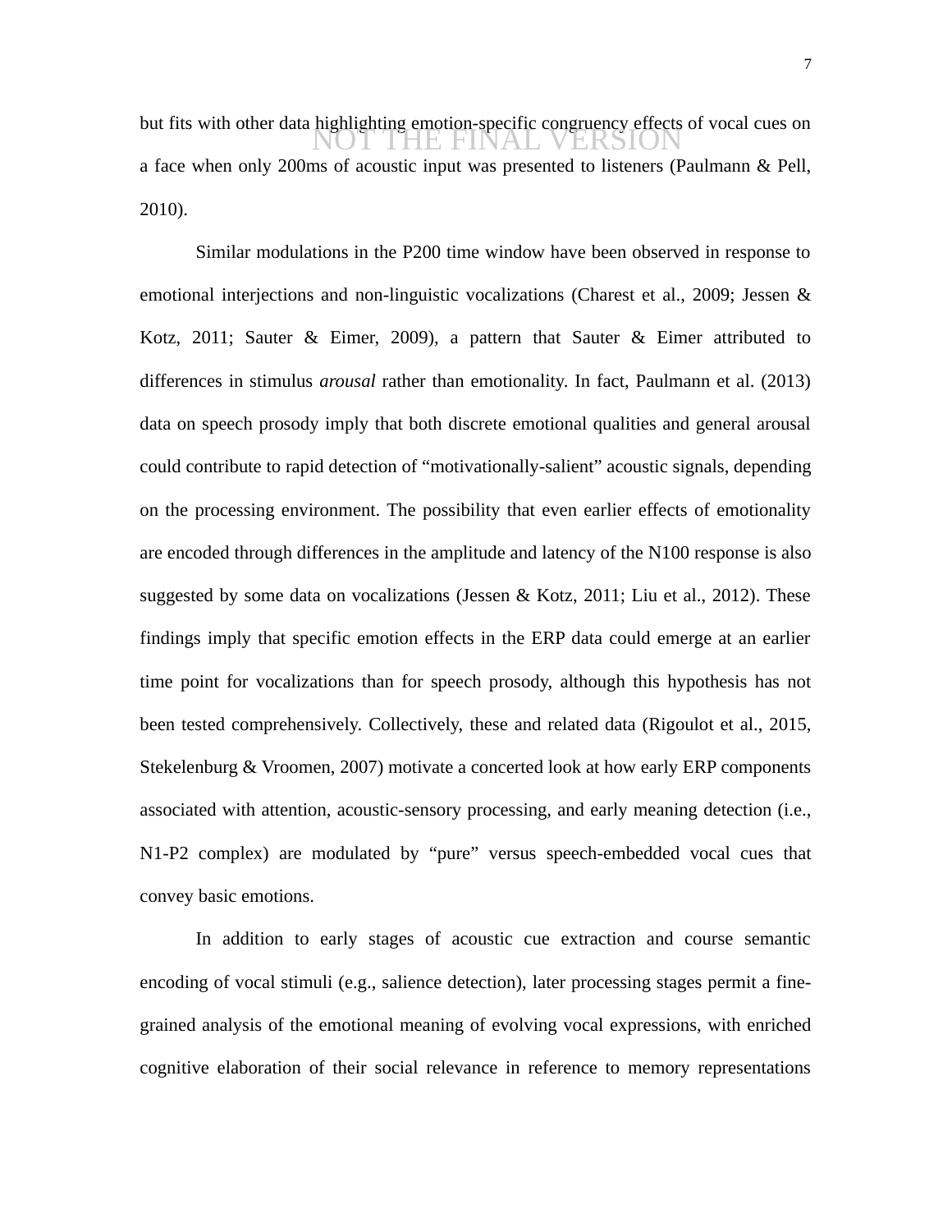but fits with other data highlighting emotion-specific congruency effects of vocal cues on a face when only 200ms of acoustic input was presented to listeners (Paulmann & Pell, 2010).

Similar modulations in the P200 time window have been observed in response to emotional interjections and non-linguistic vocalizations (Charest et al., 2009; Jessen & Kotz, 2011; Sauter & Eimer, 2009), a pattern that Sauter & Eimer attributed to differences in stimulus *arousal* rather than emotionality. In fact, Paulmann et al. (2013) data on speech prosody imply that both discrete emotional qualities and general arousal could contribute to rapid detection of "motivationally-salient" acoustic signals, depending on the processing environment. The possibility that even earlier effects of emotionality are encoded through differences in the amplitude and latency of the N100 response is also suggested by some data on vocalizations (Jessen & Kotz, 2011; Liu et al., 2012). These findings imply that specific emotion effects in the ERP data could emerge at an earlier time point for vocalizations than for speech prosody, although this hypothesis has not been tested comprehensively. Collectively, these and related data (Rigoulot et al., 2015, Stekelenburg & Vroomen, 2007) motivate a concerted look at how early ERP components associated with attention, acoustic-sensory processing, and early meaning detection (i.e., N1-P2 complex) are modulated by "pure" versus speech-embedded vocal cues that convey basic emotions.

In addition to early stages of acoustic cue extraction and course semantic encoding of vocal stimuli (e.g., salience detection), later processing stages permit a fine-grained analysis of the emotional meaning of evolving vocal expressions, with enriched cognitive elaboration of their social relevance in reference to memory representations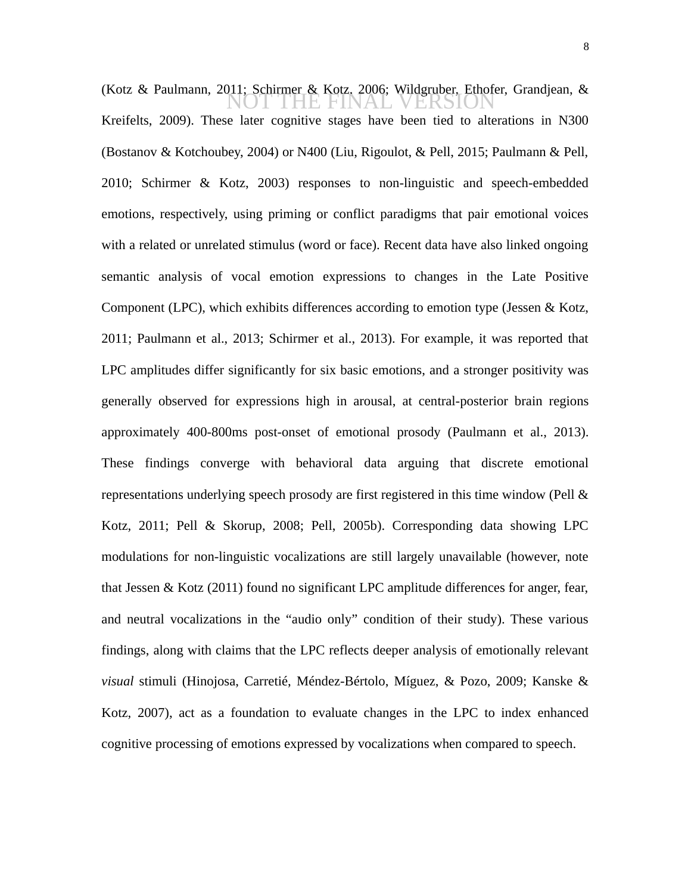(Kotz & Paulmann, 2011; Schirmer & Kotz, 2006; Wildgruber, Ethofer, Grandjean, & Kreifelts, 2009). These later cognitive stages have been tied to alterations in N300 (Bostanov & Kotchoubey, 2004) or N400 (Liu, Rigoulot, & Pell, 2015; Paulmann & Pell, 2010; Schirmer & Kotz, 2003) responses to non-linguistic and speech-embedded emotions, respectively, using priming or conflict paradigms that pair emotional voices with a related or unrelated stimulus (word or face). Recent data have also linked ongoing semantic analysis of vocal emotion expressions to changes in the Late Positive Component (LPC), which exhibits differences according to emotion type (Jessen & Kotz, 2011; Paulmann et al., 2013; Schirmer et al., 2013). For example, it was reported that LPC amplitudes differ significantly for six basic emotions, and a stronger positivity was generally observed for expressions high in arousal, at central-posterior brain regions approximately 400-800ms post-onset of emotional prosody (Paulmann et al., 2013). These findings converge with behavioral data arguing that discrete emotional representations underlying speech prosody are first registered in this time window (Pell & Kotz, 2011; Pell & Skorup, 2008; Pell, 2005b). Corresponding data showing LPC modulations for non-linguistic vocalizations are still largely unavailable (however, note that Jessen & Kotz (2011) found no significant LPC amplitude differences for anger, fear, and neutral vocalizations in the "audio only" condition of their study). These various findings, along with claims that the LPC reflects deeper analysis of emotionally relevant *visual* stimuli (Hinojosa, Carretié, Méndez-Bértolo, Míguez, & Pozo, 2009; Kanske & Kotz, 2007), act as a foundation to evaluate changes in the LPC to index enhanced cognitive processing of emotions expressed by vocalizations when compared to speech.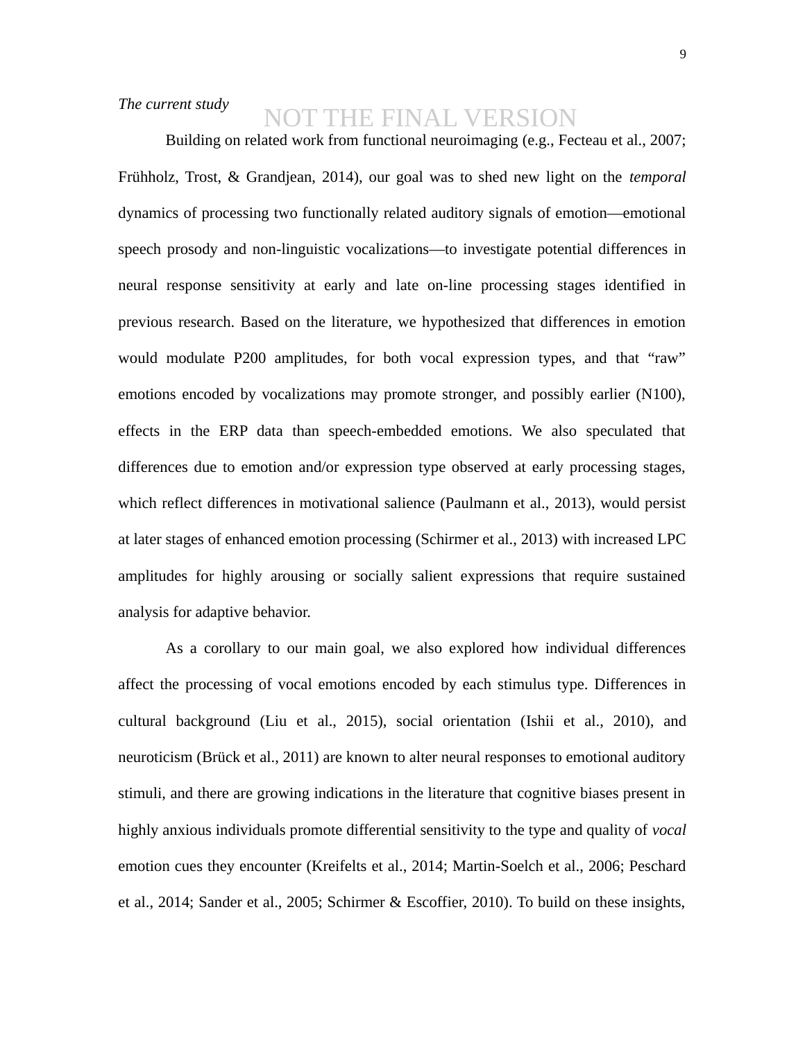*The current study*

NOT THE FINAL VERSION

Building on related work from functional neuroimaging (e.g., Fecteau et al., 2007; Frühholz, Trost, & Grandjean, 2014), our goal was to shed new light on the *temporal* dynamics of processing two functionally related auditory signals of emotion—emotional speech prosody and non-linguistic vocalizations—to investigate potential differences in neural response sensitivity at early and late on-line processing stages identified in previous research. Based on the literature, we hypothesized that differences in emotion would modulate P200 amplitudes, for both vocal expression types, and that "raw" emotions encoded by vocalizations may promote stronger, and possibly earlier (N100), effects in the ERP data than speech-embedded emotions. We also speculated that differences due to emotion and/or expression type observed at early processing stages, which reflect differences in motivational salience (Paulmann et al., 2013), would persist at later stages of enhanced emotion processing (Schirmer et al., 2013) with increased LPC amplitudes for highly arousing or socially salient expressions that require sustained analysis for adaptive behavior.

As a corollary to our main goal, we also explored how individual differences affect the processing of vocal emotions encoded by each stimulus type. Differences in cultural background (Liu et al., 2015), social orientation (Ishii et al., 2010), and neuroticism (Brück et al., 2011) are known to alter neural responses to emotional auditory stimuli, and there are growing indications in the literature that cognitive biases present in highly anxious individuals promote differential sensitivity to the type and quality of *vocal* emotion cues they encounter (Kreifelts et al., 2014; Martin-Soelch et al., 2006; Peschard et al., 2014; Sander et al., 2005; Schirmer & Escoffier, 2010). To build on these insights,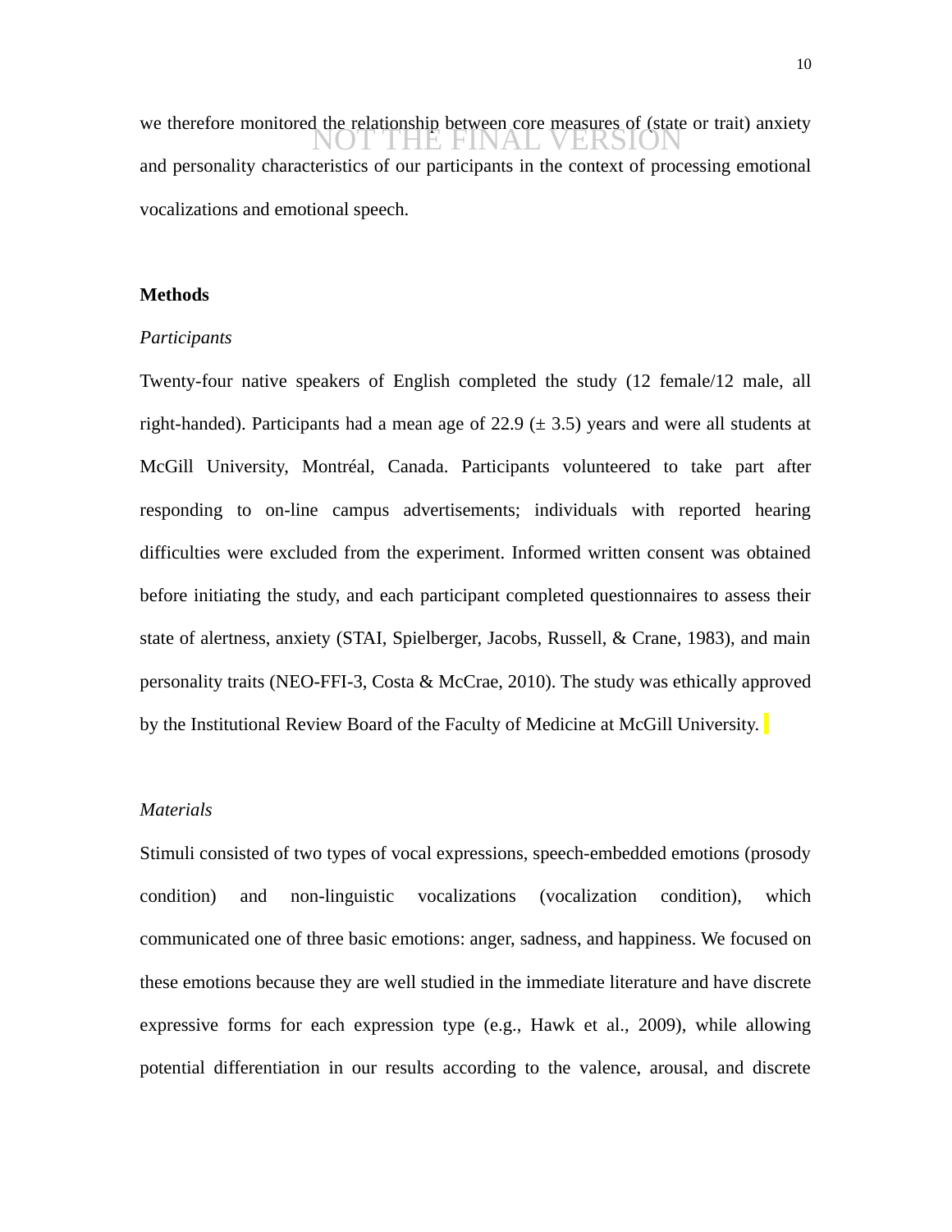we therefore monitored the relationship between core measures of (state or trait) anxiety and personality characteristics of our participants in the context of processing emotional vocalizations and emotional speech.

## Methods

### *Participants*

Twenty-four native speakers of English completed the study (12 female/12 male, all right-handed). Participants had a mean age of 22.9 (± 3.5) years and were all students at McGill University, Montréal, Canada. Participants volunteered to take part after responding to on-line campus advertisements; individuals with reported hearing difficulties were excluded from the experiment. Informed written consent was obtained before initiating the study, and each participant completed questionnaires to assess their state of alertness, anxiety (STAI, Spielberger, Jacobs, Russell, & Crane, 1983), and main personality traits (NEO-FFI-3, Costa & McCrae, 2010). The study was ethically approved by the Institutional Review Board of the Faculty of Medicine at McGill University.

### *Materials*

Stimuli consisted of two types of vocal expressions, speech-embedded emotions (prosody condition) and non-linguistic vocalizations (vocalization condition), which communicated one of three basic emotions: anger, sadness, and happiness. We focused on these emotions because they are well studied in the immediate literature and have discrete expressive forms for each expression type (e.g., Hawk et al., 2009), while allowing potential differentiation in our results according to the valence, arousal, and discrete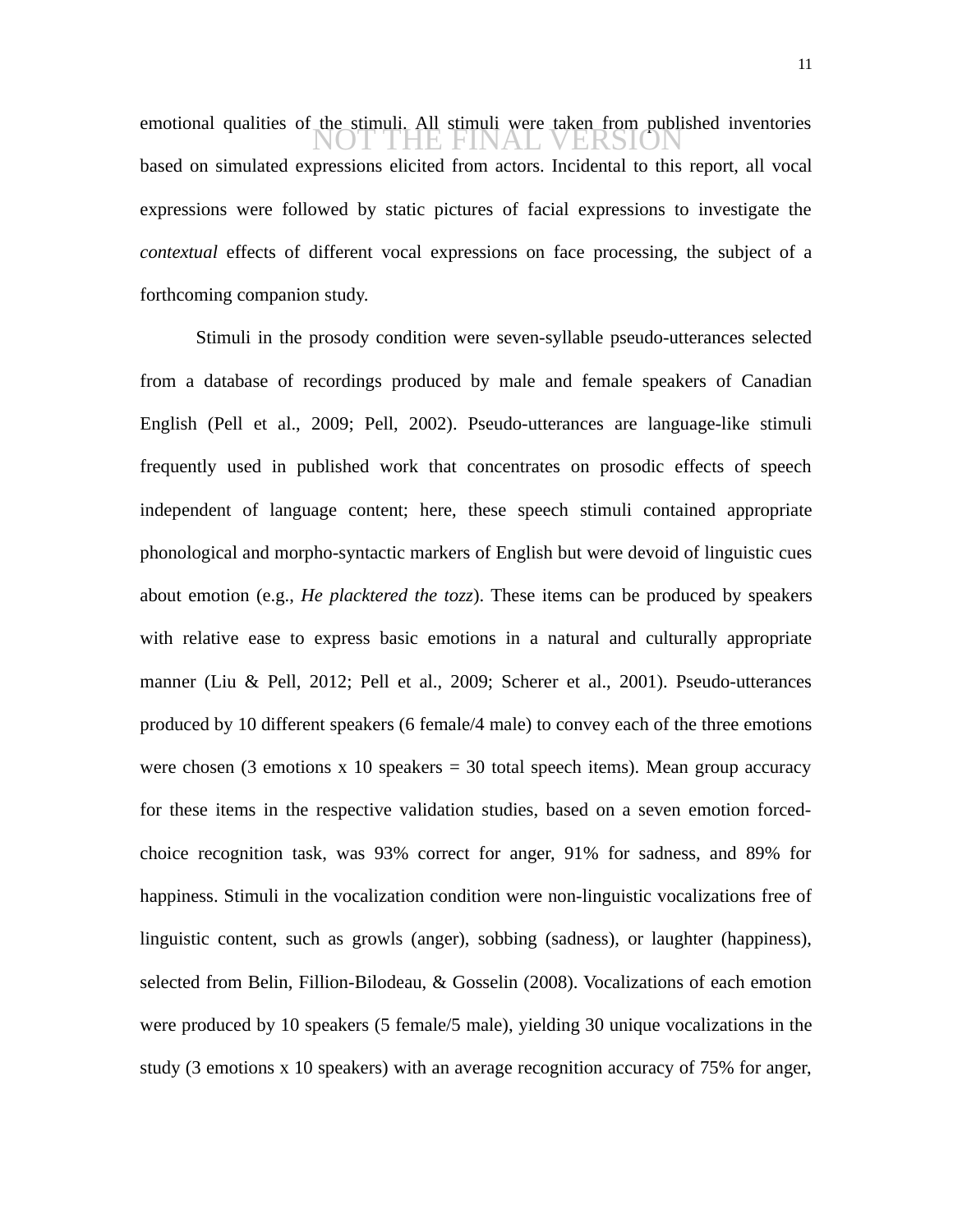emotional qualities of the stimuli. All stimuli were taken from published inventories based on simulated expressions elicited from actors. Incidental to this report, all vocal expressions were followed by static pictures of facial expressions to investigate the *contextual* effects of different vocal expressions on face processing, the subject of a forthcoming companion study.

Stimuli in the prosody condition were seven-syllable pseudo-utterances selected from a database of recordings produced by male and female speakers of Canadian English (Pell et al., 2009; Pell, 2002). Pseudo-utterances are language-like stimuli frequently used in published work that concentrates on prosodic effects of speech independent of language content; here, these speech stimuli contained appropriate phonological and morpho-syntactic markers of English but were devoid of linguistic cues about emotion (e.g., *He placktered the tozz*). These items can be produced by speakers with relative ease to express basic emotions in a natural and culturally appropriate manner (Liu & Pell, 2012; Pell et al., 2009; Scherer et al., 2001). Pseudo-utterances produced by 10 different speakers (6 female/4 male) to convey each of the three emotions were chosen (3 emotions x 10 speakers = 30 total speech items). Mean group accuracy for these items in the respective validation studies, based on a seven emotion forced-choice recognition task, was 93% correct for anger, 91% for sadness, and 89% for happiness. Stimuli in the vocalization condition were non-linguistic vocalizations free of linguistic content, such as growls (anger), sobbing (sadness), or laughter (happiness), selected from Belin, Fillion-Bilodeau, & Gosselin (2008). Vocalizations of each emotion were produced by 10 speakers (5 female/5 male), yielding 30 unique vocalizations in the study (3 emotions x 10 speakers) with an average recognition accuracy of 75% for anger,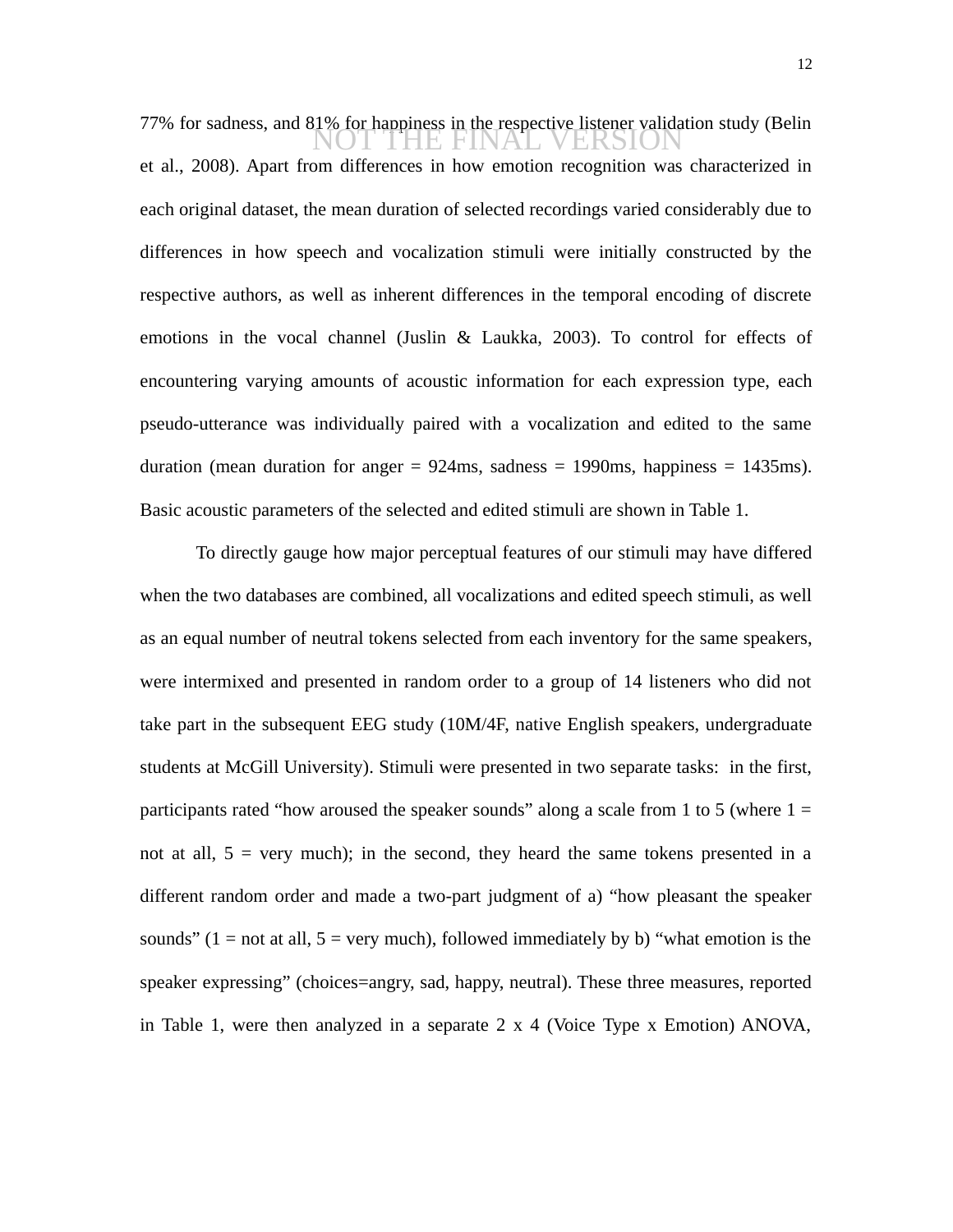77% for sadness, and 81% for happiness in the respective listener validation study (Belin et al., 2008). Apart from differences in how emotion recognition was characterized in each original dataset, the mean duration of selected recordings varied considerably due to differences in how speech and vocalization stimuli were initially constructed by the respective authors, as well as inherent differences in the temporal encoding of discrete emotions in the vocal channel (Juslin & Laukka, 2003). To control for effects of encountering varying amounts of acoustic information for each expression type, each pseudo-utterance was individually paired with a vocalization and edited to the same duration (mean duration for anger = 924ms, sadness = 1990ms, happiness = 1435ms). Basic acoustic parameters of the selected and edited stimuli are shown in Table 1.

To directly gauge how major perceptual features of our stimuli may have differed when the two databases are combined, all vocalizations and edited speech stimuli, as well as an equal number of neutral tokens selected from each inventory for the same speakers, were intermixed and presented in random order to a group of 14 listeners who did not take part in the subsequent EEG study (10M/4F, native English speakers, undergraduate students at McGill University). Stimuli were presented in two separate tasks: in the first, participants rated "how aroused the speaker sounds" along a scale from 1 to 5 (where 1 = not at all, 5 = very much); in the second, they heard the same tokens presented in a different random order and made a two-part judgment of a) "how pleasant the speaker sounds" (1 = not at all, 5 = very much), followed immediately by b) "what emotion is the speaker expressing" (choices=angry, sad, happy, neutral). These three measures, reported in Table 1, were then analyzed in a separate 2 x 4 (Voice Type x Emotion) ANOVA,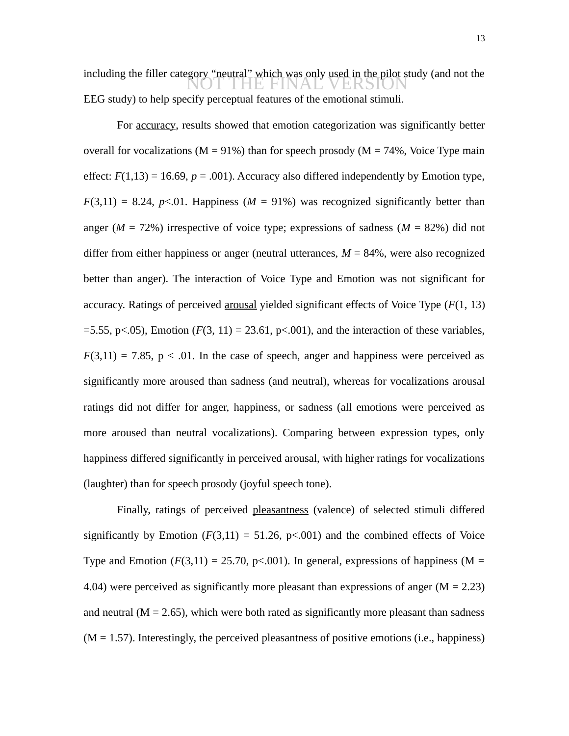including the filler category “neutral” which was only used in the pilot study (and not the EEG study) to help specify perceptual features of the emotional stimuli.

NOT THE FINAL VERSION

For accuracy, results showed that emotion categorization was significantly better overall for vocalizations (M = 91%) than for speech prosody (M = 74%, Voice Type main effect: $F(1,13) = 16.69$, $p = .001$). Accuracy also differed independently by Emotion type, $F(3,11) = 8.24$, $p<.01$. Happiness (*M* = 91%) was recognized significantly better than anger (*M* = 72%) irrespective of voice type; expressions of sadness (*M* = 82%) did not differ from either happiness or anger (neutral utterances, *M* = 84%, were also recognized better than anger). The interaction of Voice Type and Emotion was not significant for accuracy. Ratings of perceived arousal yielded significant effects of Voice Type ($F(1, 13) =5.55$, $p<.05$), Emotion ($F(3, 11) = 23.61$, $p<.001$), and the interaction of these variables, $F(3,11) = 7.85$, $p < .01$. In the case of speech, anger and happiness were perceived as significantly more aroused than sadness (and neutral), whereas for vocalizations arousal ratings did not differ for anger, happiness, or sadness (all emotions were perceived as more aroused than neutral vocalizations). Comparing between expression types, only happiness differed significantly in perceived arousal, with higher ratings for vocalizations (laughter) than for speech prosody (joyful speech tone).

Finally, ratings of perceived pleasantness (valence) of selected stimuli differed significantly by Emotion ($F(3,11) = 51.26$, $p<.001$) and the combined effects of Voice Type and Emotion ($F(3,11) = 25.70$, $p<.001$). In general, expressions of happiness (M = 4.04) were perceived as significantly more pleasant than expressions of anger (M = 2.23) and neutral (M = 2.65), which were both rated as significantly more pleasant than sadness (M = 1.57). Interestingly, the perceived pleasantness of positive emotions (i.e., happiness)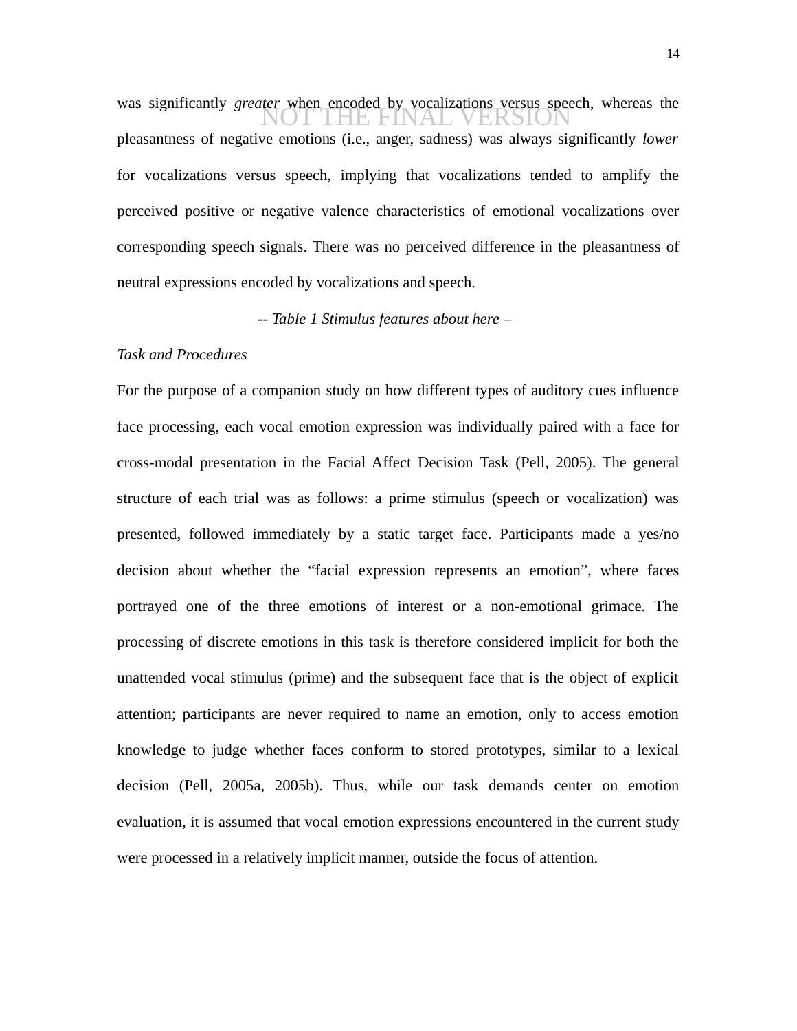was significantly *greater* when encoded by vocalizations versus speech, whereas the pleasantness of negative emotions (i.e., anger, sadness) was always significantly *lower* for vocalizations versus speech, implying that vocalizations tended to amplify the perceived positive or negative valence characteristics of emotional vocalizations over corresponding speech signals. There was no perceived difference in the pleasantness of neutral expressions encoded by vocalizations and speech.

-- *Table 1 Stimulus features about here* –

*Task and Procedures*

For the purpose of a companion study on how different types of auditory cues influence face processing, each vocal emotion expression was individually paired with a face for cross-modal presentation in the Facial Affect Decision Task (Pell, 2005). The general structure of each trial was as follows: a prime stimulus (speech or vocalization) was presented, followed immediately by a static target face. Participants made a yes/no decision about whether the “facial expression represents an emotion”, where faces portrayed one of the three emotions of interest or a non-emotional grimace. The processing of discrete emotions in this task is therefore considered implicit for both the unattended vocal stimulus (prime) and the subsequent face that is the object of explicit attention; participants are never required to name an emotion, only to access emotion knowledge to judge whether faces conform to stored prototypes, similar to a lexical decision (Pell, 2005a, 2005b). Thus, while our task demands center on emotion evaluation, it is assumed that vocal emotion expressions encountered in the current study were processed in a relatively implicit manner, outside the focus of attention.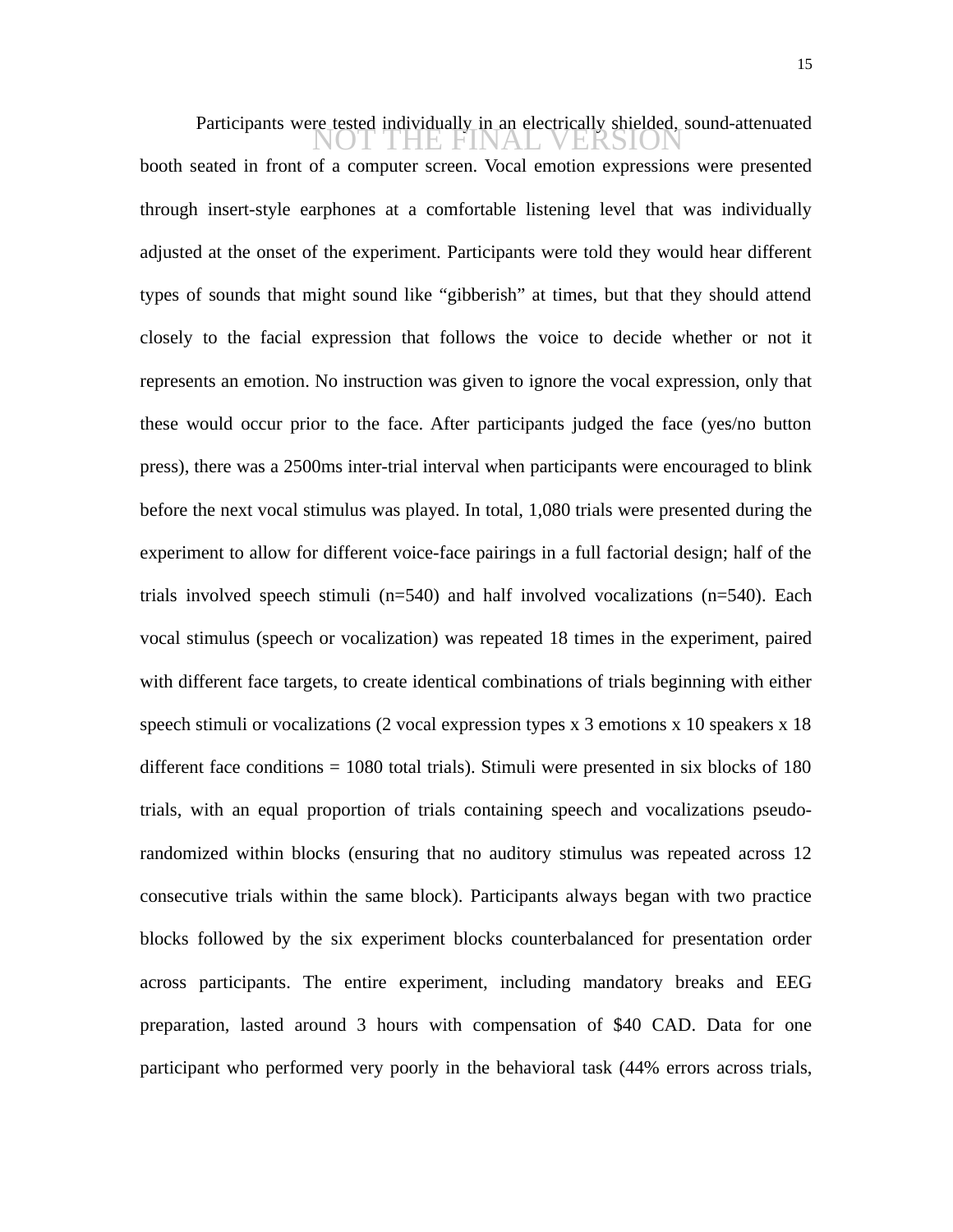NOT THE FINAL VERSION

Participants were tested individually in an electrically shielded, sound-attenuated booth seated in front of a computer screen. Vocal emotion expressions were presented through insert-style earphones at a comfortable listening level that was individually adjusted at the onset of the experiment. Participants were told they would hear different types of sounds that might sound like "gibberish" at times, but that they should attend closely to the facial expression that follows the voice to decide whether or not it represents an emotion. No instruction was given to ignore the vocal expression, only that these would occur prior to the face. After participants judged the face (yes/no button press), there was a 2500ms inter-trial interval when participants were encouraged to blink before the next vocal stimulus was played. In total, 1,080 trials were presented during the experiment to allow for different voice-face pairings in a full factorial design; half of the trials involved speech stimuli (n=540) and half involved vocalizations (n=540). Each vocal stimulus (speech or vocalization) was repeated 18 times in the experiment, paired with different face targets, to create identical combinations of trials beginning with either speech stimuli or vocalizations (2 vocal expression types x 3 emotions x 10 speakers x 18 different face conditions = 1080 total trials). Stimuli were presented in six blocks of 180 trials, with an equal proportion of trials containing speech and vocalizations pseudo-randomized within blocks (ensuring that no auditory stimulus was repeated across 12 consecutive trials within the same block). Participants always began with two practice blocks followed by the six experiment blocks counterbalanced for presentation order across participants. The entire experiment, including mandatory breaks and EEG preparation, lasted around 3 hours with compensation of $40 CAD. Data for one participant who performed very poorly in the behavioral task (44% errors across trials,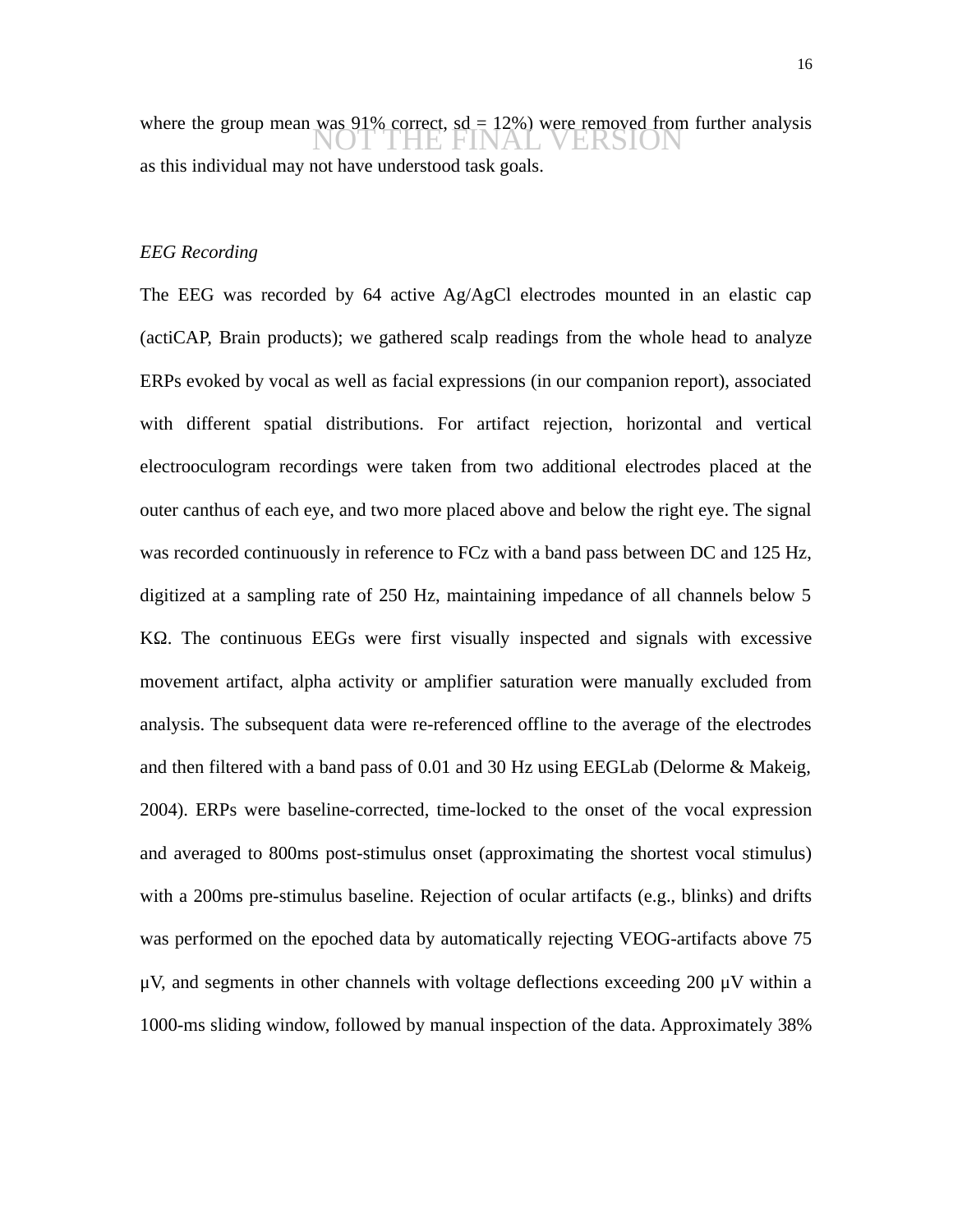where the group mean was 91% correct, sd = 12%) were removed from further analysis as this individual may not have understood task goals.

*EEG Recording*

The EEG was recorded by 64 active Ag/AgCl electrodes mounted in an elastic cap (actiCAP, Brain products); we gathered scalp readings from the whole head to analyze ERPs evoked by vocal as well as facial expressions (in our companion report), associated with different spatial distributions. For artifact rejection, horizontal and vertical electrooculogram recordings were taken from two additional electrodes placed at the outer canthus of each eye, and two more placed above and below the right eye. The signal was recorded continuously in reference to FCz with a band pass between DC and 125 Hz, digitized at a sampling rate of 250 Hz, maintaining impedance of all channels below 5 KΩ. The continuous EEGs were first visually inspected and signals with excessive movement artifact, alpha activity or amplifier saturation were manually excluded from analysis. The subsequent data were re-referenced offline to the average of the electrodes and then filtered with a band pass of 0.01 and 30 Hz using EEGLab (Delorme & Makeig, 2004). ERPs were baseline-corrected, time-locked to the onset of the vocal expression and averaged to 800ms post-stimulus onset (approximating the shortest vocal stimulus) with a 200ms pre-stimulus baseline. Rejection of ocular artifacts (e.g., blinks) and drifts was performed on the epoched data by automatically rejecting VEOG-artifacts above 75 μV, and segments in other channels with voltage deflections exceeding 200 μV within a 1000-ms sliding window, followed by manual inspection of the data. Approximately 38%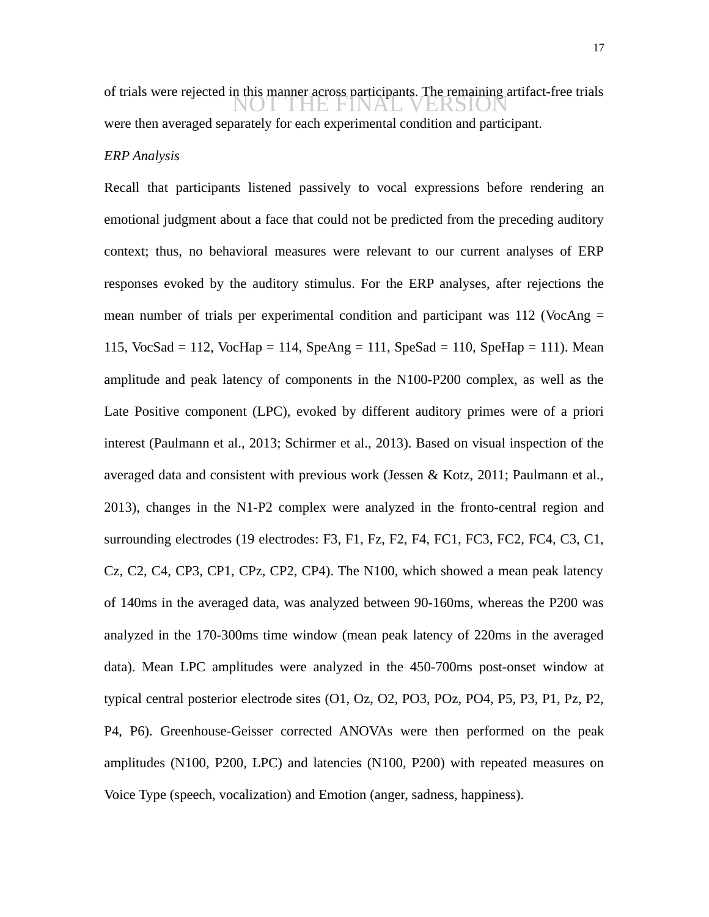of trials were rejected in this manner across participants. The remaining artifact-free trials were then averaged separately for each experimental condition and participant.

*ERP Analysis*

Recall that participants listened passively to vocal expressions before rendering an emotional judgment about a face that could not be predicted from the preceding auditory context; thus, no behavioral measures were relevant to our current analyses of ERP responses evoked by the auditory stimulus. For the ERP analyses, after rejections the mean number of trials per experimental condition and participant was 112 (VocAng = 115, VocSad = 112, VocHap = 114, SpeAng = 111, SpeSad = 110, SpeHap = 111). Mean amplitude and peak latency of components in the N100-P200 complex, as well as the Late Positive component (LPC), evoked by different auditory primes were of a priori interest (Paulmann et al., 2013; Schirmer et al., 2013). Based on visual inspection of the averaged data and consistent with previous work (Jessen & Kotz, 2011; Paulmann et al., 2013), changes in the N1-P2 complex were analyzed in the fronto-central region and surrounding electrodes (19 electrodes: F3, F1, Fz, F2, F4, FC1, FC3, FC2, FC4, C3, C1, Cz, C2, C4, CP3, CP1, CPz, CP2, CP4). The N100, which showed a mean peak latency of 140ms in the averaged data, was analyzed between 90-160ms, whereas the P200 was analyzed in the 170-300ms time window (mean peak latency of 220ms in the averaged data). Mean LPC amplitudes were analyzed in the 450-700ms post-onset window at typical central posterior electrode sites (O1, Oz, O2, PO3, POz, PO4, P5, P3, P1, Pz, P2, P4, P6). Greenhouse-Geisser corrected ANOVAs were then performed on the peak amplitudes (N100, P200, LPC) and latencies (N100, P200) with repeated measures on Voice Type (speech, vocalization) and Emotion (anger, sadness, happiness).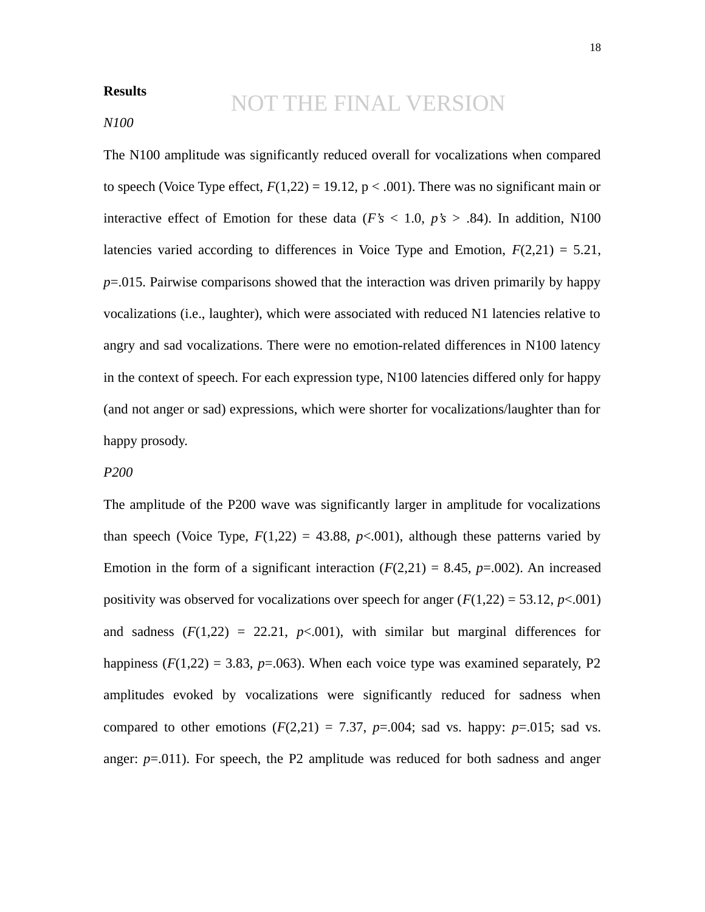**Results**

NOT THE FINAL VERSION

*N100*

The N100 amplitude was significantly reduced overall for vocalizations when compared to speech (Voice Type effect, $F(1,22) = 19.12$, $p < .001$). There was no significant main or interactive effect of Emotion for these data (*F's* < 1.0, *p's* > .84). In addition, N100 latencies varied according to differences in Voice Type and Emotion, $F(2,21) = 5.21$, $p=.015$. Pairwise comparisons showed that the interaction was driven primarily by happy vocalizations (i.e., laughter), which were associated with reduced N1 latencies relative to angry and sad vocalizations. There were no emotion-related differences in N100 latency in the context of speech. For each expression type, N100 latencies differed only for happy (and not anger or sad) expressions, which were shorter for vocalizations/laughter than for happy prosody.

*P200*

The amplitude of the P200 wave was significantly larger in amplitude for vocalizations than speech (Voice Type, $F(1,22) = 43.88$, $p<.001$), although these patterns varied by Emotion in the form of a significant interaction ($F(2,21) = 8.45$, $p=.002$). An increased positivity was observed for vocalizations over speech for anger ($F(1,22) = 53.12$, $p<.001$) and sadness ($F(1,22) = 22.21$, $p<.001$), with similar but marginal differences for happiness ($F(1,22) = 3.83$, $p=.063$). When each voice type was examined separately, P2 amplitudes evoked by vocalizations were significantly reduced for sadness when compared to other emotions ($F(2,21) = 7.37$, $p=.004$; sad vs. happy: $p=.015$; sad vs. anger: $p=.011$). For speech, the P2 amplitude was reduced for both sadness and anger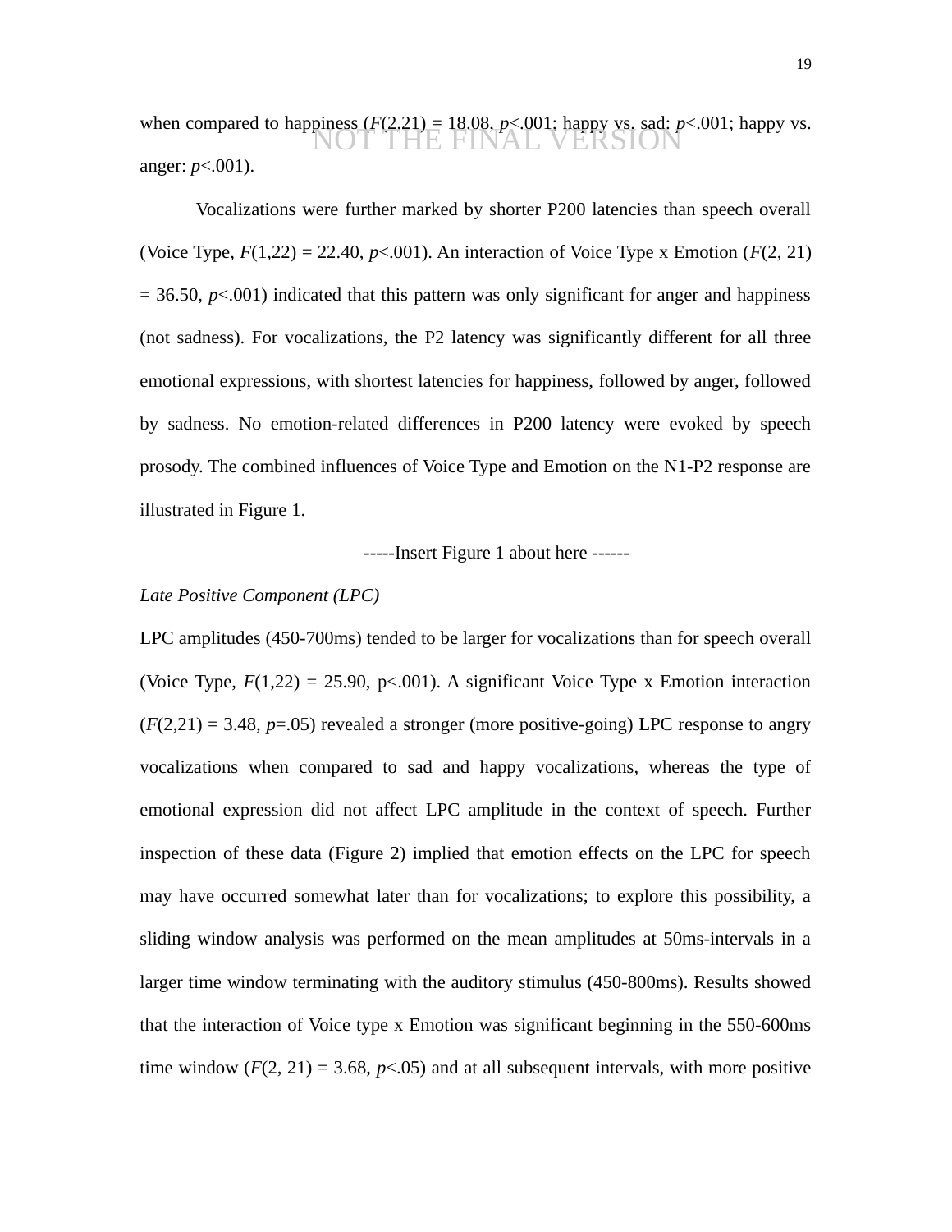when compared to happiness ($F(2,21) = 18.08$, $p<.001$; happy vs. sad: $p<.001$; happy vs. anger: $p<.001$).

Vocalizations were further marked by shorter P200 latencies than speech overall (Voice Type, $F(1,22) = 22.40$, $p<.001$). An interaction of Voice Type x Emotion ($F(2, 21) = 36.50$, $p<.001$) indicated that this pattern was only significant for anger and happiness (not sadness). For vocalizations, the P2 latency was significantly different for all three emotional expressions, with shortest latencies for happiness, followed by anger, followed by sadness. No emotion-related differences in P200 latency were evoked by speech prosody. The combined influences of Voice Type and Emotion on the N1-P2 response are illustrated in Figure 1.

-----Insert Figure 1 about here ------

*Late Positive Component (LPC)*

LPC amplitudes (450-700ms) tended to be larger for vocalizations than for speech overall (Voice Type, $F(1,22) = 25.90$, $p<.001$). A significant Voice Type x Emotion interaction ($F(2,21) = 3.48$, $p=.05$) revealed a stronger (more positive-going) LPC response to angry vocalizations when compared to sad and happy vocalizations, whereas the type of emotional expression did not affect LPC amplitude in the context of speech. Further inspection of these data (Figure 2) implied that emotion effects on the LPC for speech may have occurred somewhat later than for vocalizations; to explore this possibility, a sliding window analysis was performed on the mean amplitudes at 50ms-intervals in a larger time window terminating with the auditory stimulus (450-800ms). Results showed that the interaction of Voice type x Emotion was significant beginning in the 550-600ms time window ($F(2, 21) = 3.68$, $p<.05$) and at all subsequent intervals, with more positive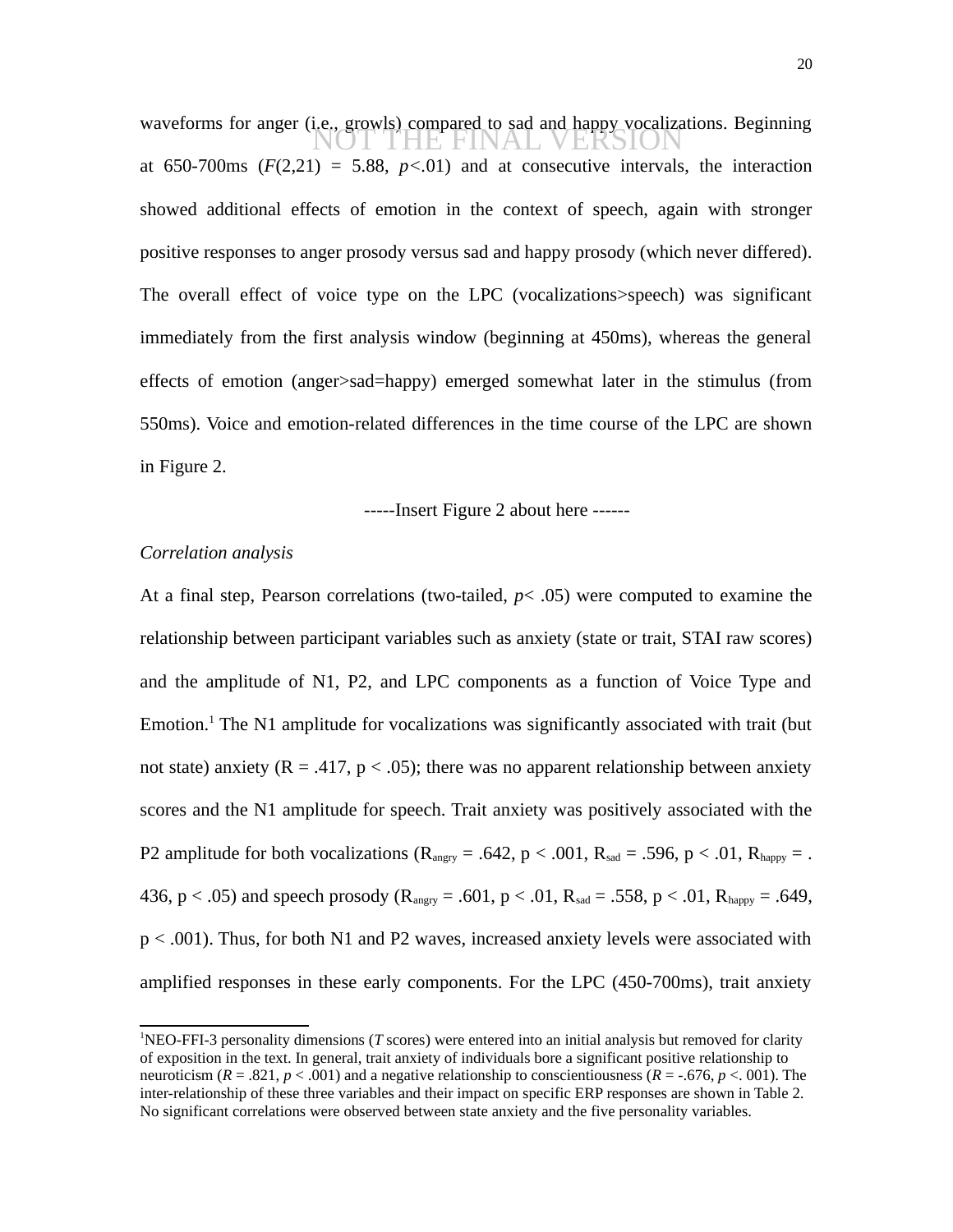waveforms for anger (i.e., growls) compared to sad and happy vocalizations. Beginning at 650-700ms ($F(2,21) = 5.88$, $p<.01$) and at consecutive intervals, the interaction showed additional effects of emotion in the context of speech, again with stronger positive responses to anger prosody versus sad and happy prosody (which never differed). The overall effect of voice type on the LPC (vocalizations>speech) was significant immediately from the first analysis window (beginning at 450ms), whereas the general effects of emotion (anger>sad=happy) emerged somewhat later in the stimulus (from 550ms). Voice and emotion-related differences in the time course of the LPC are shown in Figure 2.

-----Insert Figure 2 about here ------

*Correlation analysis*

At a final step, Pearson correlations (two-tailed, $p< .05$) were computed to examine the relationship between participant variables such as anxiety (state or trait, STAI raw scores) and the amplitude of N1, P2, and LPC components as a function of Voice Type and Emotion.[1] The N1 amplitude for vocalizations was significantly associated with trait (but not state) anxiety (R = .417, p < .05); there was no apparent relationship between anxiety scores and the N1 amplitude for speech. Trait anxiety was positively associated with the P2 amplitude for both vocalizations ($R_{angry}$ = .642, p < .001, $R_{sad}$ = .596, p < .01, $R_{happy}$ = .436, p < .05) and speech prosody ($R_{angry}$ = .601, p < .01, $R_{sad}$ = .558, p < .01, $R_{happy}$ = .649, p < .001). Thus, for both N1 and P2 waves, increased anxiety levels were associated with amplified responses in these early components. For the LPC (450-700ms), trait anxiety

[1]NEO-FFI-3 personality dimensions (*T* scores) were entered into an initial analysis but removed for clarity of exposition in the text. In general, trait anxiety of individuals bore a significant positive relationship to neuroticism ($R = .821$, $p < .001$) and a negative relationship to conscientiousness ($R = -.676$, $p <. 001$). The inter-relationship of these three variables and their impact on specific ERP responses are shown in Table 2. No significant correlations were observed between state anxiety and the five personality variables.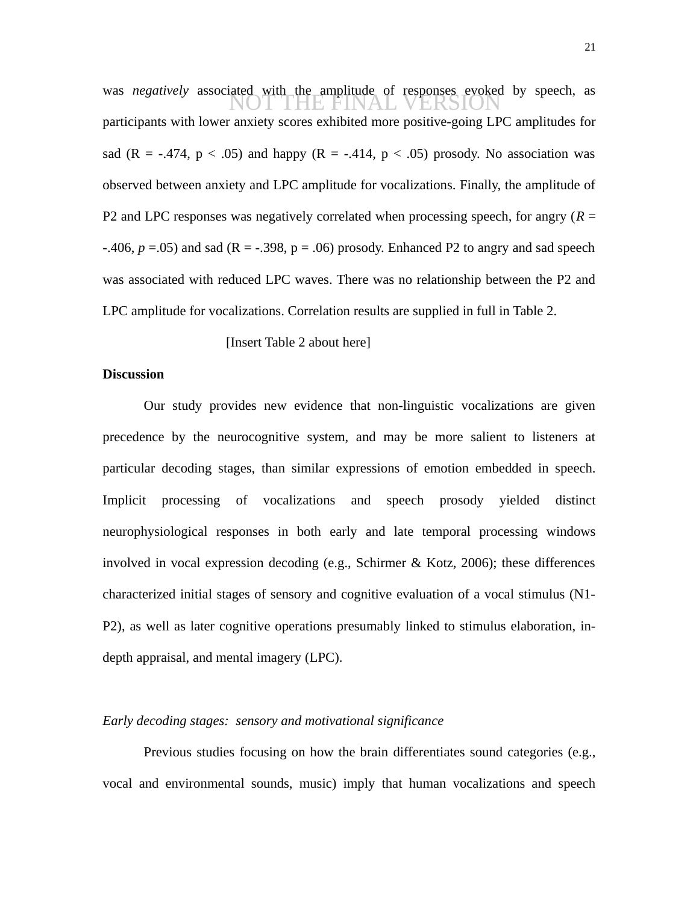was *negatively* associated with the amplitude of responses evoked by speech, as participants with lower anxiety scores exhibited more positive-going LPC amplitudes for sad ($R = -.474$, $p < .05$) and happy ($R = -.414$, $p < .05$) prosody. No association was observed between anxiety and LPC amplitude for vocalizations. Finally, the amplitude of P2 and LPC responses was negatively correlated when processing speech, for angry ($R = -.406$, $p = .05$) and sad ($R = -.398$, $p = .06$) prosody. Enhanced P2 to angry and sad speech was associated with reduced LPC waves. There was no relationship between the P2 and LPC amplitude for vocalizations. Correlation results are supplied in full in Table 2.

[Insert Table 2 about here]

**Discussion**

Our study provides new evidence that non-linguistic vocalizations are given precedence by the neurocognitive system, and may be more salient to listeners at particular decoding stages, than similar expressions of emotion embedded in speech. Implicit processing of vocalizations and speech prosody yielded distinct neurophysiological responses in both early and late temporal processing windows involved in vocal expression decoding (e.g., Schirmer & Kotz, 2006); these differences characterized initial stages of sensory and cognitive evaluation of a vocal stimulus (N1-P2), as well as later cognitive operations presumably linked to stimulus elaboration, in-depth appraisal, and mental imagery (LPC).

*Early decoding stages: sensory and motivational significance*

Previous studies focusing on how the brain differentiates sound categories (e.g., vocal and environmental sounds, music) imply that human vocalizations and speech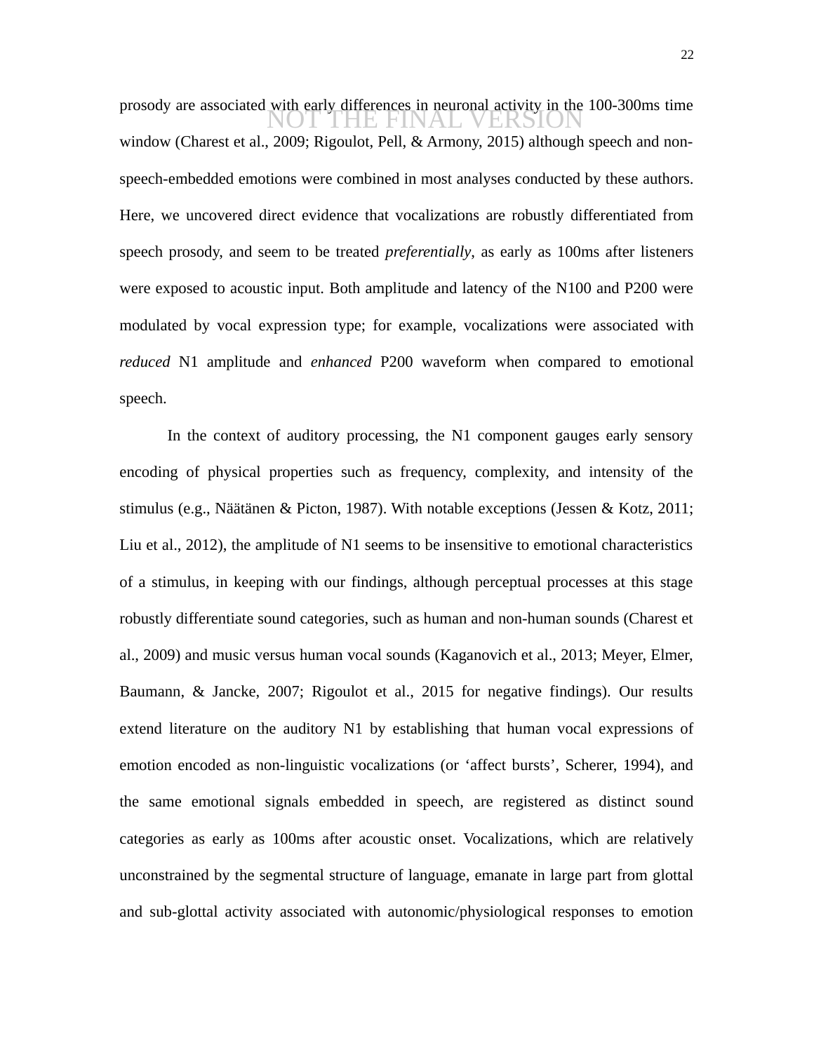prosody are associated with early differences in neuronal activity in the 100-300ms time window (Charest et al., 2009; Rigoulot, Pell, & Armony, 2015) although speech and non-speech-embedded emotions were combined in most analyses conducted by these authors. Here, we uncovered direct evidence that vocalizations are robustly differentiated from speech prosody, and seem to be treated *preferentially*, as early as 100ms after listeners were exposed to acoustic input. Both amplitude and latency of the N100 and P200 were modulated by vocal expression type; for example, vocalizations were associated with *reduced* N1 amplitude and *enhanced* P200 waveform when compared to emotional speech.

In the context of auditory processing, the N1 component gauges early sensory encoding of physical properties such as frequency, complexity, and intensity of the stimulus (e.g., Näätänen & Picton, 1987). With notable exceptions (Jessen & Kotz, 2011; Liu et al., 2012), the amplitude of N1 seems to be insensitive to emotional characteristics of a stimulus, in keeping with our findings, although perceptual processes at this stage robustly differentiate sound categories, such as human and non-human sounds (Charest et al., 2009) and music versus human vocal sounds (Kaganovich et al., 2013; Meyer, Elmer, Baumann, & Jancke, 2007; Rigoulot et al., 2015 for negative findings). Our results extend literature on the auditory N1 by establishing that human vocal expressions of emotion encoded as non-linguistic vocalizations (or 'affect bursts', Scherer, 1994), and the same emotional signals embedded in speech, are registered as distinct sound categories as early as 100ms after acoustic onset. Vocalizations, which are relatively unconstrained by the segmental structure of language, emanate in large part from glottal and sub-glottal activity associated with autonomic/physiological responses to emotion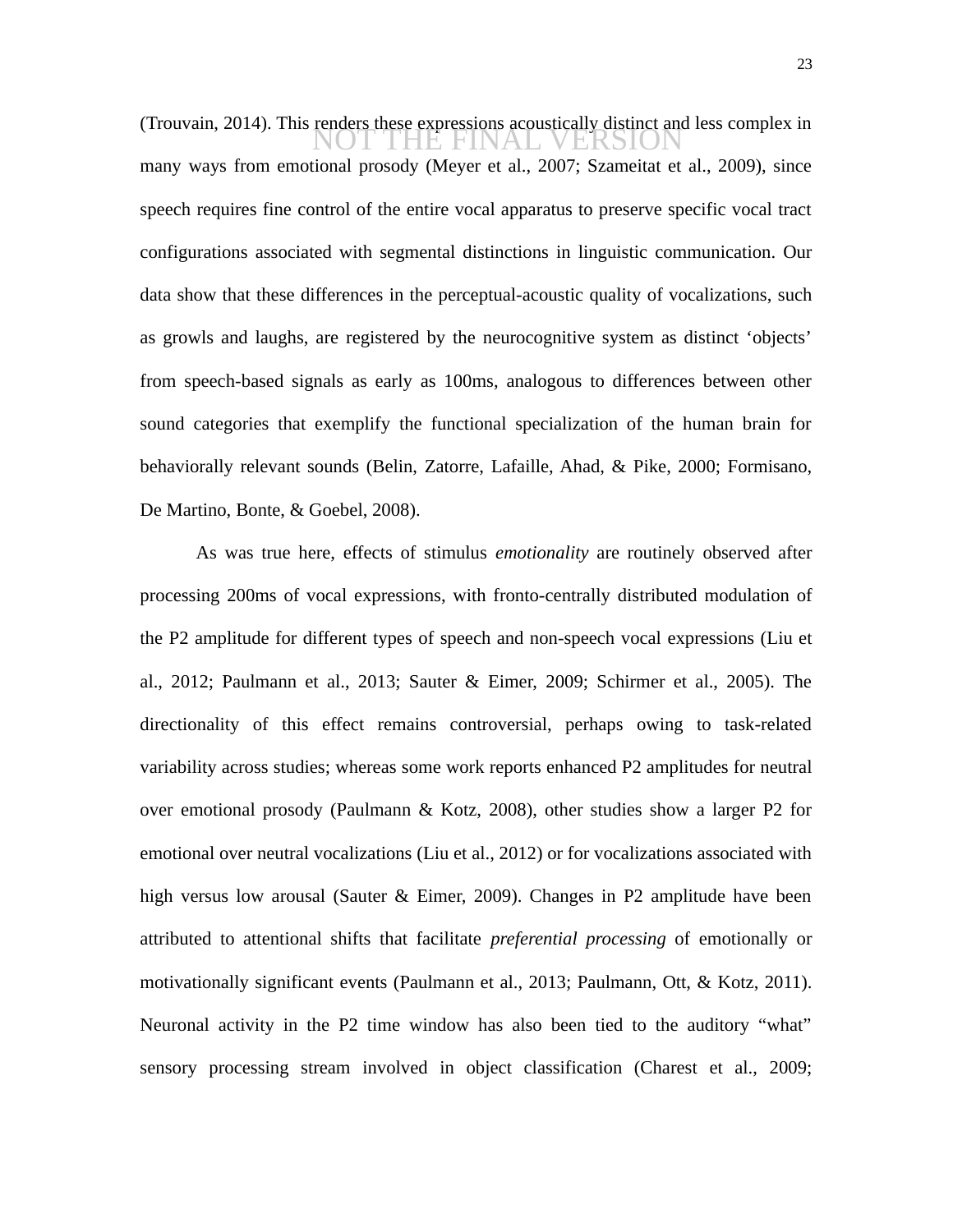(Trouvain, 2014). This renders these expressions acoustically distinct and less complex in many ways from emotional prosody (Meyer et al., 2007; Szameitat et al., 2009), since speech requires fine control of the entire vocal apparatus to preserve specific vocal tract configurations associated with segmental distinctions in linguistic communication. Our data show that these differences in the perceptual-acoustic quality of vocalizations, such as growls and laughs, are registered by the neurocognitive system as distinct 'objects' from speech-based signals as early as 100ms, analogous to differences between other sound categories that exemplify the functional specialization of the human brain for behaviorally relevant sounds (Belin, Zatorre, Lafaille, Ahad, & Pike, 2000; Formisano, De Martino, Bonte, & Goebel, 2008).

As was true here, effects of stimulus *emotionality* are routinely observed after processing 200ms of vocal expressions, with fronto-centrally distributed modulation of the P2 amplitude for different types of speech and non-speech vocal expressions (Liu et al., 2012; Paulmann et al., 2013; Sauter & Eimer, 2009; Schirmer et al., 2005). The directionality of this effect remains controversial, perhaps owing to task-related variability across studies; whereas some work reports enhanced P2 amplitudes for neutral over emotional prosody (Paulmann & Kotz, 2008), other studies show a larger P2 for emotional over neutral vocalizations (Liu et al., 2012) or for vocalizations associated with high versus low arousal (Sauter & Eimer, 2009). Changes in P2 amplitude have been attributed to attentional shifts that facilitate *preferential processing* of emotionally or motivationally significant events (Paulmann et al., 2013; Paulmann, Ott, & Kotz, 2011). Neuronal activity in the P2 time window has also been tied to the auditory "what" sensory processing stream involved in object classification (Charest et al., 2009;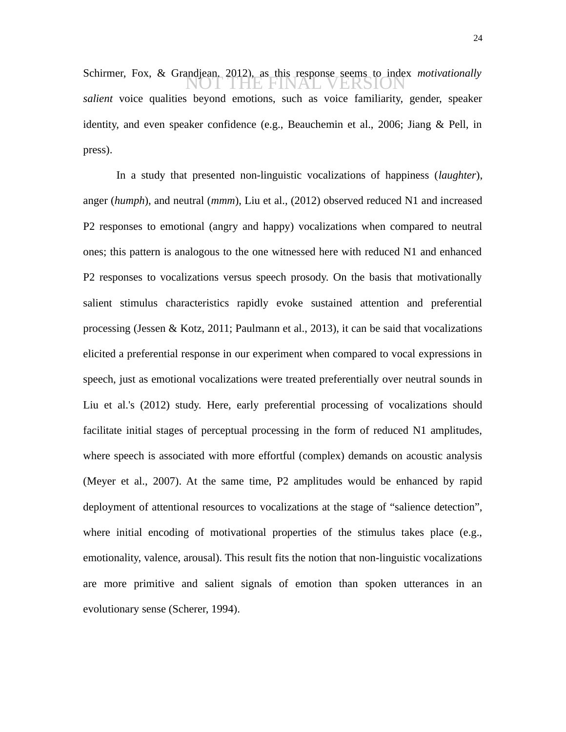Schirmer, Fox, & Grandjean, 2012), as this response seems to index *motivationally salient* voice qualities beyond emotions, such as voice familiarity, gender, speaker identity, and even speaker confidence (e.g., Beauchemin et al., 2006; Jiang & Pell, in press).

In a study that presented non-linguistic vocalizations of happiness (*laughter*), anger (*humph*), and neutral (*mmm*), Liu et al., (2012) observed reduced N1 and increased P2 responses to emotional (angry and happy) vocalizations when compared to neutral ones; this pattern is analogous to the one witnessed here with reduced N1 and enhanced P2 responses to vocalizations versus speech prosody. On the basis that motivationally salient stimulus characteristics rapidly evoke sustained attention and preferential processing (Jessen & Kotz, 2011; Paulmann et al., 2013), it can be said that vocalizations elicited a preferential response in our experiment when compared to vocal expressions in speech, just as emotional vocalizations were treated preferentially over neutral sounds in Liu et al.'s (2012) study. Here, early preferential processing of vocalizations should facilitate initial stages of perceptual processing in the form of reduced N1 amplitudes, where speech is associated with more effortful (complex) demands on acoustic analysis (Meyer et al., 2007). At the same time, P2 amplitudes would be enhanced by rapid deployment of attentional resources to vocalizations at the stage of "salience detection", where initial encoding of motivational properties of the stimulus takes place (e.g., emotionality, valence, arousal). This result fits the notion that non-linguistic vocalizations are more primitive and salient signals of emotion than spoken utterances in an evolutionary sense (Scherer, 1994).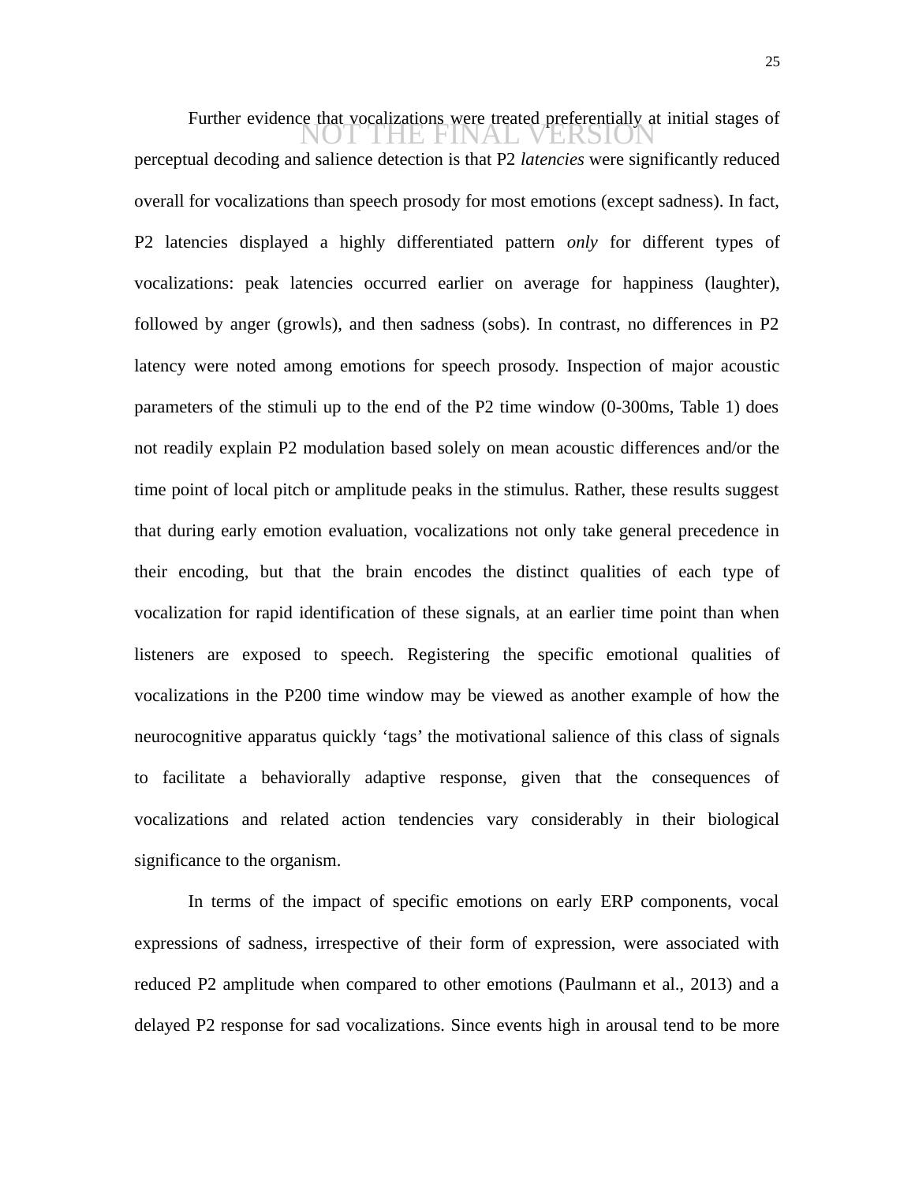Further evidence that vocalizations were treated preferentially at initial stages of perceptual decoding and salience detection is that P2 *latencies* were significantly reduced overall for vocalizations than speech prosody for most emotions (except sadness). In fact, P2 latencies displayed a highly differentiated pattern *only* for different types of vocalizations: peak latencies occurred earlier on average for happiness (laughter), followed by anger (growls), and then sadness (sobs). In contrast, no differences in P2 latency were noted among emotions for speech prosody. Inspection of major acoustic parameters of the stimuli up to the end of the P2 time window (0-300ms, Table 1) does not readily explain P2 modulation based solely on mean acoustic differences and/or the time point of local pitch or amplitude peaks in the stimulus. Rather, these results suggest that during early emotion evaluation, vocalizations not only take general precedence in their encoding, but that the brain encodes the distinct qualities of each type of vocalization for rapid identification of these signals, at an earlier time point than when listeners are exposed to speech. Registering the specific emotional qualities of vocalizations in the P200 time window may be viewed as another example of how the neurocognitive apparatus quickly 'tags' the motivational salience of this class of signals to facilitate a behaviorally adaptive response, given that the consequences of vocalizations and related action tendencies vary considerably in their biological significance to the organism.

In terms of the impact of specific emotions on early ERP components, vocal expressions of sadness, irrespective of their form of expression, were associated with reduced P2 amplitude when compared to other emotions (Paulmann et al., 2013) and a delayed P2 response for sad vocalizations. Since events high in arousal tend to be more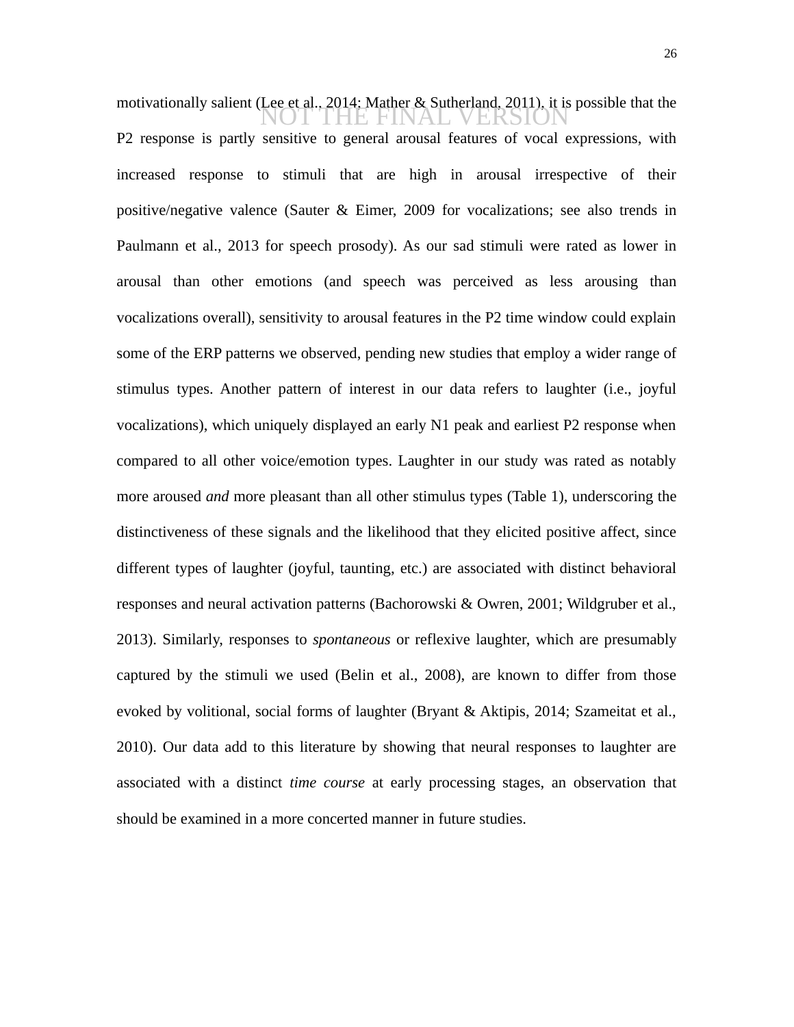motivationally salient (Lee et al., 2014; Mather & Sutherland, 2011), it is possible that the P2 response is partly sensitive to general arousal features of vocal expressions, with increased response to stimuli that are high in arousal irrespective of their positive/negative valence (Sauter & Eimer, 2009 for vocalizations; see also trends in Paulmann et al., 2013 for speech prosody). As our sad stimuli were rated as lower in arousal than other emotions (and speech was perceived as less arousing than vocalizations overall), sensitivity to arousal features in the P2 time window could explain some of the ERP patterns we observed, pending new studies that employ a wider range of stimulus types. Another pattern of interest in our data refers to laughter (i.e., joyful vocalizations), which uniquely displayed an early N1 peak and earliest P2 response when compared to all other voice/emotion types. Laughter in our study was rated as notably more aroused *and* more pleasant than all other stimulus types (Table 1), underscoring the distinctiveness of these signals and the likelihood that they elicited positive affect, since different types of laughter (joyful, taunting, etc.) are associated with distinct behavioral responses and neural activation patterns (Bachorowski & Owren, 2001; Wildgruber et al., 2013). Similarly, responses to *spontaneous* or reflexive laughter, which are presumably captured by the stimuli we used (Belin et al., 2008), are known to differ from those evoked by volitional, social forms of laughter (Bryant & Aktipis, 2014; Szameitat et al., 2010). Our data add to this literature by showing that neural responses to laughter are associated with a distinct *time course* at early processing stages, an observation that should be examined in a more concerted manner in future studies.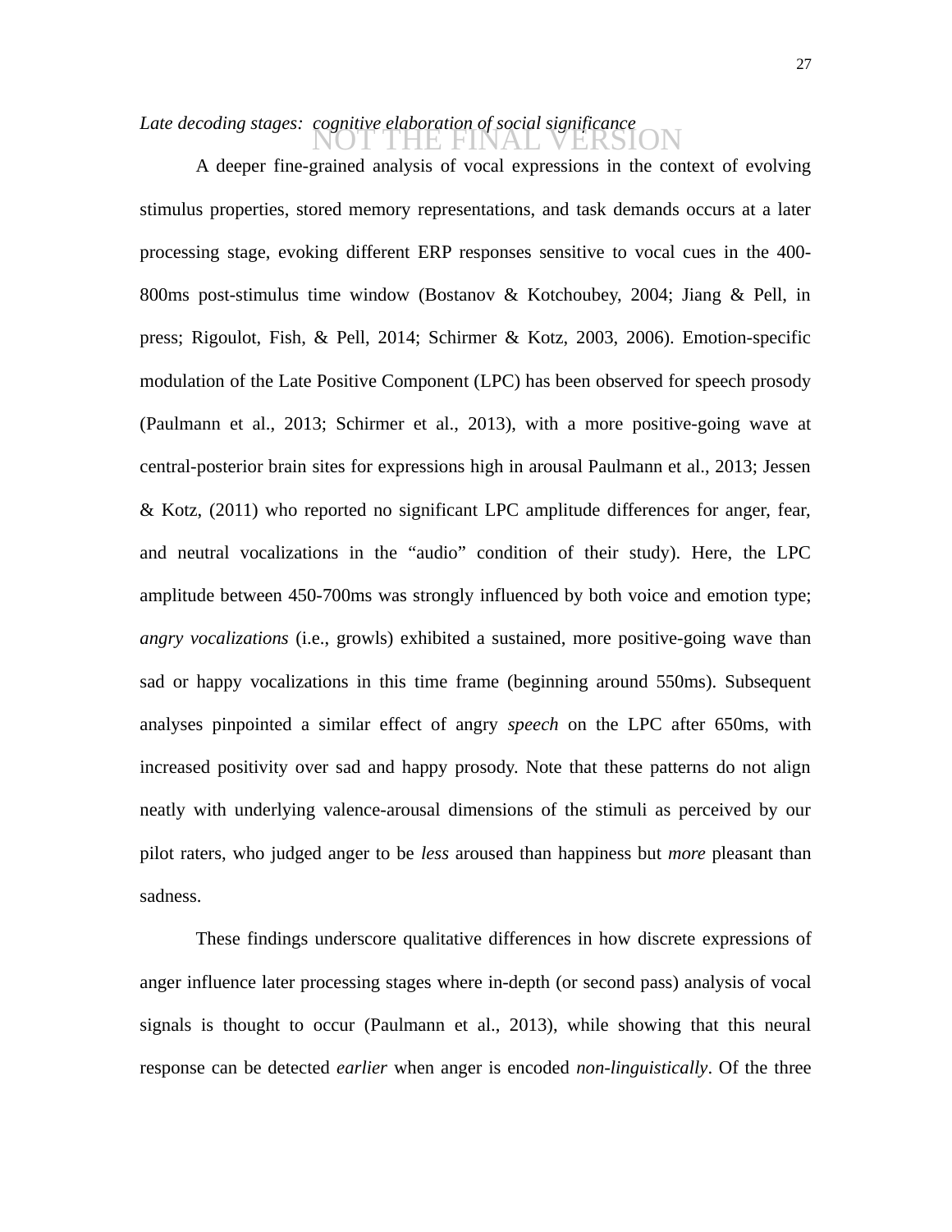*Late decoding stages: cognitive elaboration of social significance*

NOT THE FINAL VERSION

A deeper fine-grained analysis of vocal expressions in the context of evolving stimulus properties, stored memory representations, and task demands occurs at a later processing stage, evoking different ERP responses sensitive to vocal cues in the 400-800ms post-stimulus time window (Bostanov & Kotchoubey, 2004; Jiang & Pell, in press; Rigoulot, Fish, & Pell, 2014; Schirmer & Kotz, 2003, 2006). Emotion-specific modulation of the Late Positive Component (LPC) has been observed for speech prosody (Paulmann et al., 2013; Schirmer et al., 2013), with a more positive-going wave at central-posterior brain sites for expressions high in arousal Paulmann et al., 2013; Jessen & Kotz, (2011) who reported no significant LPC amplitude differences for anger, fear, and neutral vocalizations in the "audio" condition of their study). Here, the LPC amplitude between 450-700ms was strongly influenced by both voice and emotion type; *angry vocalizations* (i.e., growls) exhibited a sustained, more positive-going wave than sad or happy vocalizations in this time frame (beginning around 550ms). Subsequent analyses pinpointed a similar effect of angry *speech* on the LPC after 650ms, with increased positivity over sad and happy prosody. Note that these patterns do not align neatly with underlying valence-arousal dimensions of the stimuli as perceived by our pilot raters, who judged anger to be *less* aroused than happiness but *more* pleasant than sadness.

These findings underscore qualitative differences in how discrete expressions of anger influence later processing stages where in-depth (or second pass) analysis of vocal signals is thought to occur (Paulmann et al., 2013), while showing that this neural response can be detected *earlier* when anger is encoded *non-linguistically*. Of the three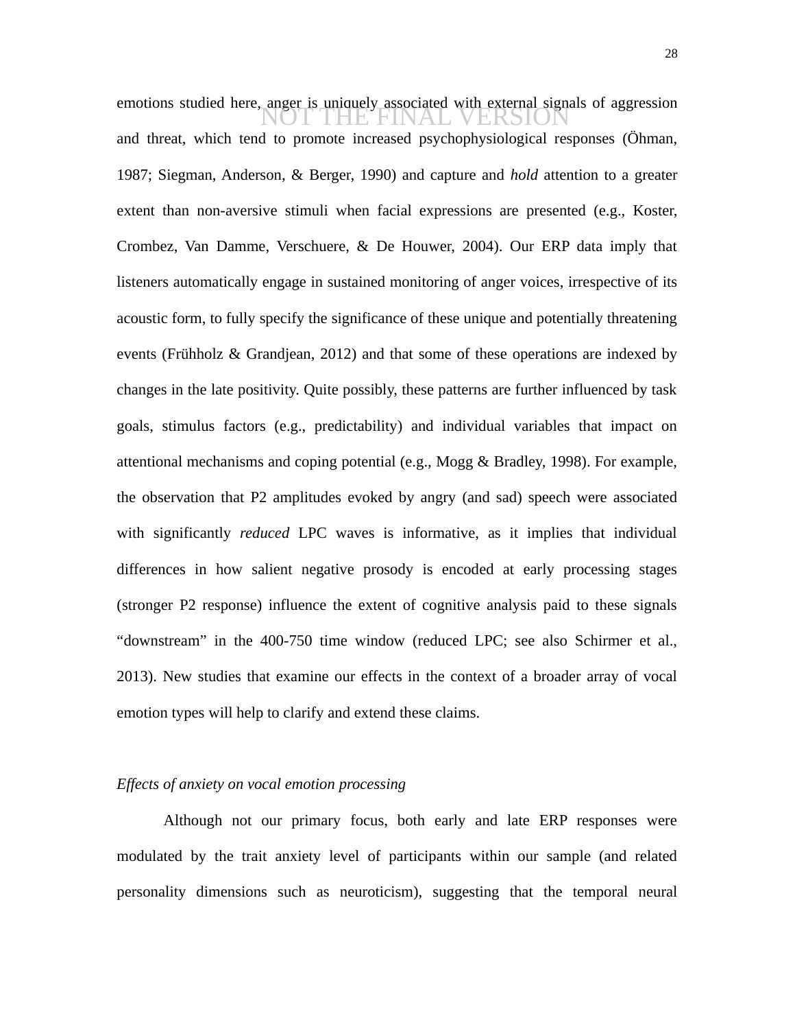emotions studied here, anger is uniquely associated with external signals of aggression and threat, which tend to promote increased psychophysiological responses (Öhman, 1987; Siegman, Anderson, & Berger, 1990) and capture and *hold* attention to a greater extent than non-aversive stimuli when facial expressions are presented (e.g., Koster, Crombez, Van Damme, Verschuere, & De Houwer, 2004). Our ERP data imply that listeners automatically engage in sustained monitoring of anger voices, irrespective of its acoustic form, to fully specify the significance of these unique and potentially threatening events (Frühholz & Grandjean, 2012) and that some of these operations are indexed by changes in the late positivity. Quite possibly, these patterns are further influenced by task goals, stimulus factors (e.g., predictability) and individual variables that impact on attentional mechanisms and coping potential (e.g., Mogg & Bradley, 1998). For example, the observation that P2 amplitudes evoked by angry (and sad) speech were associated with significantly *reduced* LPC waves is informative, as it implies that individual differences in how salient negative prosody is encoded at early processing stages (stronger P2 response) influence the extent of cognitive analysis paid to these signals "downstream" in the 400-750 time window (reduced LPC; see also Schirmer et al., 2013). New studies that examine our effects in the context of a broader array of vocal emotion types will help to clarify and extend these claims.

*Effects of anxiety on vocal emotion processing*

Although not our primary focus, both early and late ERP responses were modulated by the trait anxiety level of participants within our sample (and related personality dimensions such as neuroticism), suggesting that the temporal neural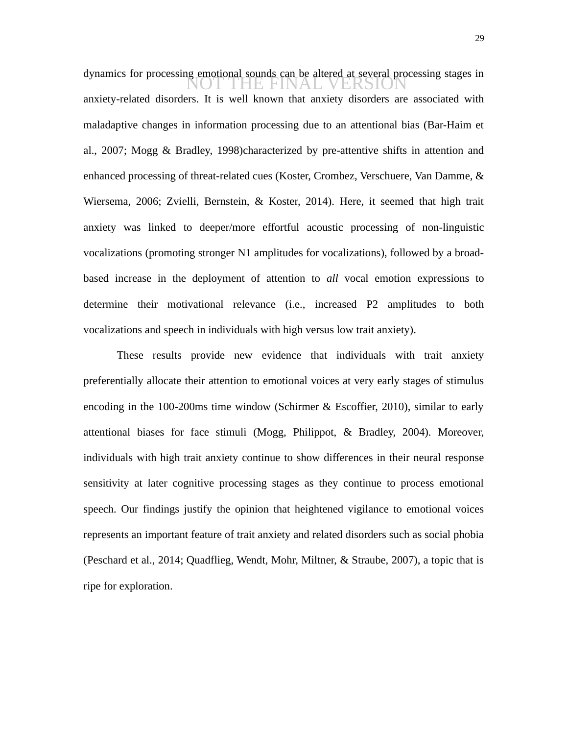dynamics for processing emotional sounds can be altered at several processing stages in anxiety-related disorders. It is well known that anxiety disorders are associated with maladaptive changes in information processing due to an attentional bias (Bar-Haim et al., 2007; Mogg & Bradley, 1998)characterized by pre-attentive shifts in attention and enhanced processing of threat-related cues (Koster, Crombez, Verschuere, Van Damme, & Wiersema, 2006; Zvielli, Bernstein, & Koster, 2014). Here, it seemed that high trait anxiety was linked to deeper/more effortful acoustic processing of non-linguistic vocalizations (promoting stronger N1 amplitudes for vocalizations), followed by a broad-based increase in the deployment of attention to *all* vocal emotion expressions to determine their motivational relevance (i.e., increased P2 amplitudes to both vocalizations and speech in individuals with high versus low trait anxiety).

These results provide new evidence that individuals with trait anxiety preferentially allocate their attention to emotional voices at very early stages of stimulus encoding in the 100-200ms time window (Schirmer & Escoffier, 2010), similar to early attentional biases for face stimuli (Mogg, Philippot, & Bradley, 2004). Moreover, individuals with high trait anxiety continue to show differences in their neural response sensitivity at later cognitive processing stages as they continue to process emotional speech. Our findings justify the opinion that heightened vigilance to emotional voices represents an important feature of trait anxiety and related disorders such as social phobia (Peschard et al., 2014; Quadflieg, Wendt, Mohr, Miltner, & Straube, 2007), a topic that is ripe for exploration.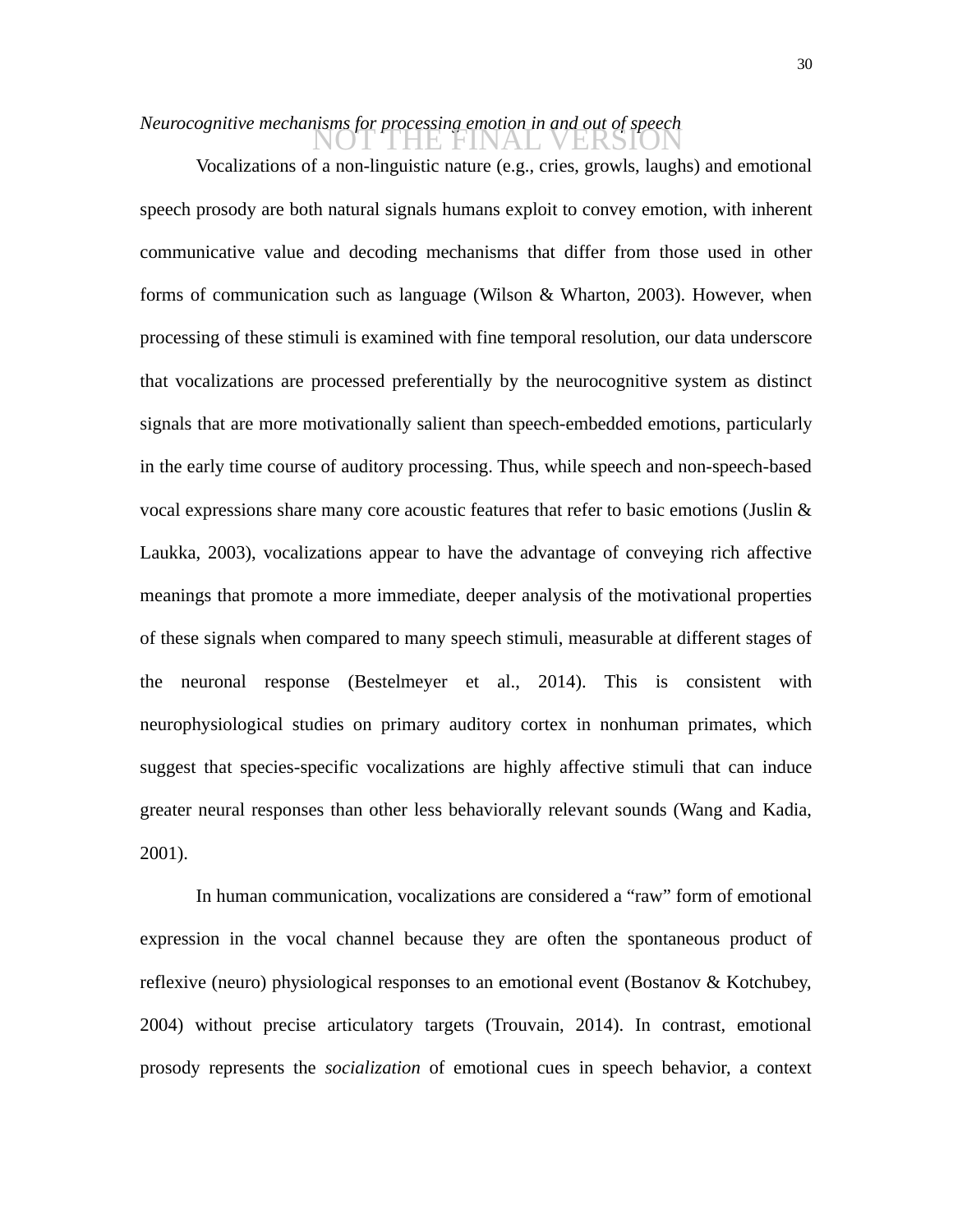*Neurocognitive mechanisms for processing emotion in and out of speech*

Vocalizations of a non-linguistic nature (e.g., cries, growls, laughs) and emotional speech prosody are both natural signals humans exploit to convey emotion, with inherent communicative value and decoding mechanisms that differ from those used in other forms of communication such as language (Wilson & Wharton, 2003). However, when processing of these stimuli is examined with fine temporal resolution, our data underscore that vocalizations are processed preferentially by the neurocognitive system as distinct signals that are more motivationally salient than speech-embedded emotions, particularly in the early time course of auditory processing. Thus, while speech and non-speech-based vocal expressions share many core acoustic features that refer to basic emotions (Juslin & Laukka, 2003), vocalizations appear to have the advantage of conveying rich affective meanings that promote a more immediate, deeper analysis of the motivational properties of these signals when compared to many speech stimuli, measurable at different stages of the neuronal response (Bestelmeyer et al., 2014). This is consistent with neurophysiological studies on primary auditory cortex in nonhuman primates, which suggest that species-specific vocalizations are highly affective stimuli that can induce greater neural responses than other less behaviorally relevant sounds (Wang and Kadia, 2001).

In human communication, vocalizations are considered a "raw" form of emotional expression in the vocal channel because they are often the spontaneous product of reflexive (neuro) physiological responses to an emotional event (Bostanov & Kotchubey, 2004) without precise articulatory targets (Trouvain, 2014). In contrast, emotional prosody represents the *socialization* of emotional cues in speech behavior, a context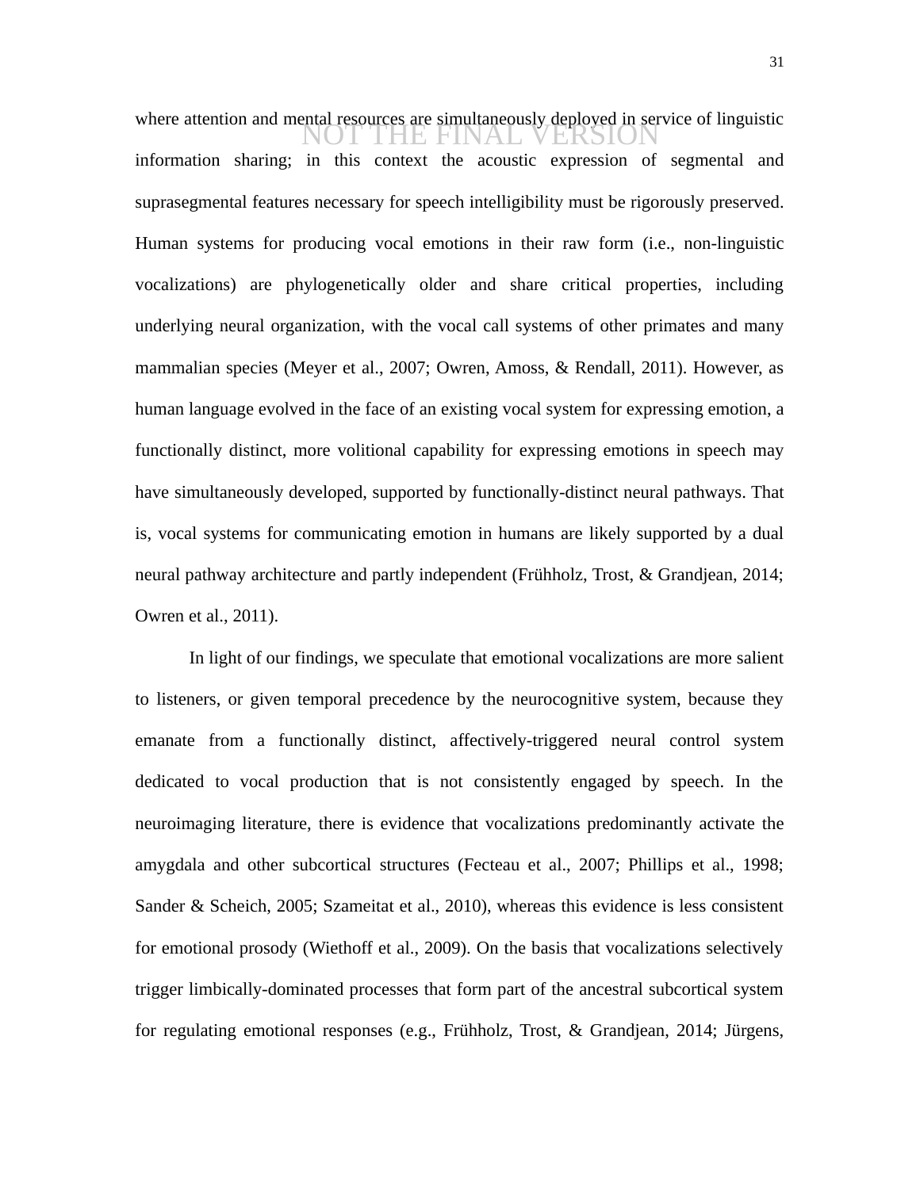where attention and mental resources are simultaneously deployed in service of linguistic information sharing; in this context the acoustic expression of segmental and suprasegmental features necessary for speech intelligibility must be rigorously preserved. Human systems for producing vocal emotions in their raw form (i.e., non-linguistic vocalizations) are phylogenetically older and share critical properties, including underlying neural organization, with the vocal call systems of other primates and many mammalian species (Meyer et al., 2007; Owren, Amoss, & Rendall, 2011). However, as human language evolved in the face of an existing vocal system for expressing emotion, a functionally distinct, more volitional capability for expressing emotions in speech may have simultaneously developed, supported by functionally-distinct neural pathways. That is, vocal systems for communicating emotion in humans are likely supported by a dual neural pathway architecture and partly independent (Frühholz, Trost, & Grandjean, 2014; Owren et al., 2011).

In light of our findings, we speculate that emotional vocalizations are more salient to listeners, or given temporal precedence by the neurocognitive system, because they emanate from a functionally distinct, affectively-triggered neural control system dedicated to vocal production that is not consistently engaged by speech. In the neuroimaging literature, there is evidence that vocalizations predominantly activate the amygdala and other subcortical structures (Fecteau et al., 2007; Phillips et al., 1998; Sander & Scheich, 2005; Szameitat et al., 2010), whereas this evidence is less consistent for emotional prosody (Wiethoff et al., 2009). On the basis that vocalizations selectively trigger limbically-dominated processes that form part of the ancestral subcortical system for regulating emotional responses (e.g., Frühholz, Trost, & Grandjean, 2014; Jürgens,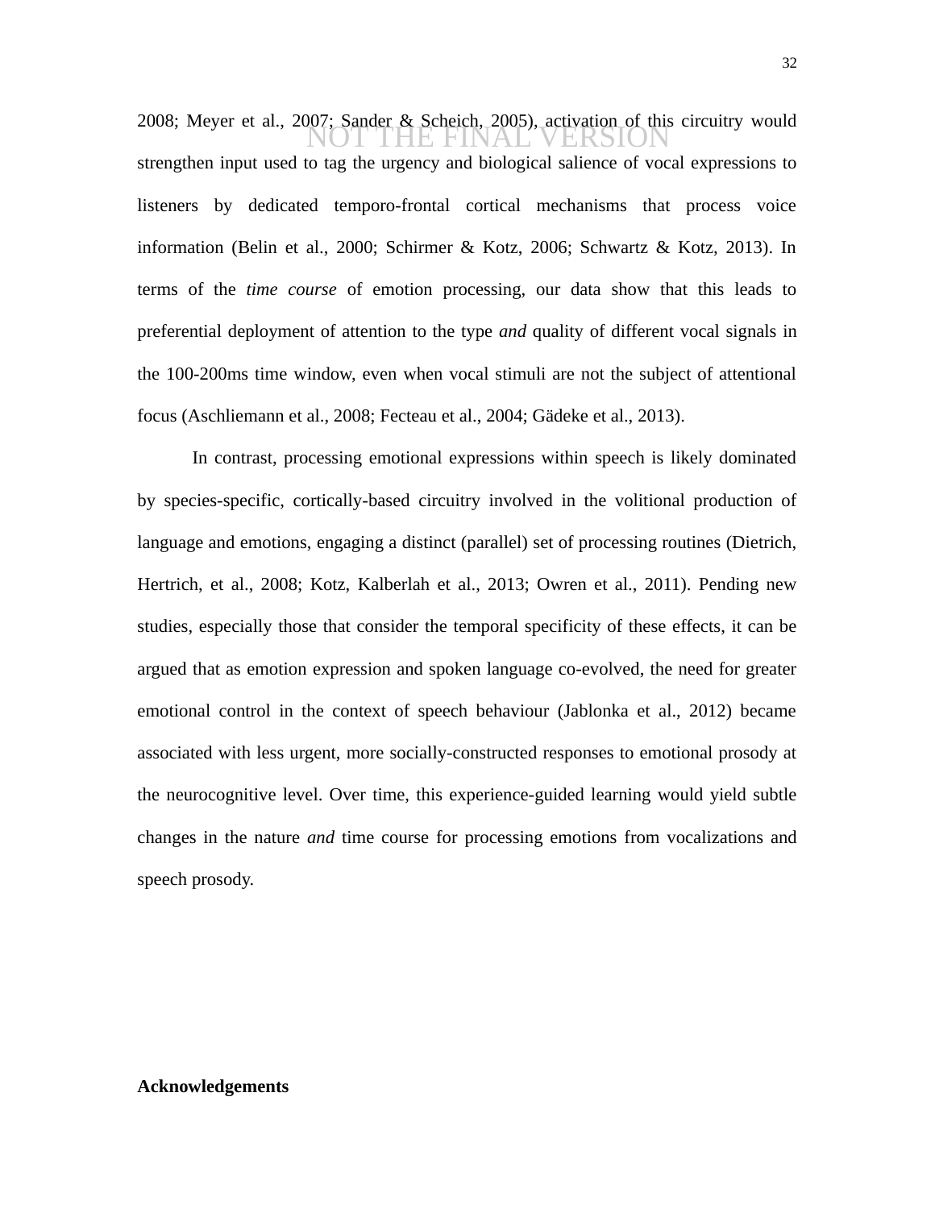2008; Meyer et al., 2007; Sander & Scheich, 2005), activation of this circuitry would strengthen input used to tag the urgency and biological salience of vocal expressions to listeners by dedicated temporo-frontal cortical mechanisms that process voice information (Belin et al., 2000; Schirmer & Kotz, 2006; Schwartz & Kotz, 2013). In terms of the *time course* of emotion processing, our data show that this leads to preferential deployment of attention to the type *and* quality of different vocal signals in the 100-200ms time window, even when vocal stimuli are not the subject of attentional focus (Aschliemann et al., 2008; Fecteau et al., 2004; Gädeke et al., 2013).

In contrast, processing emotional expressions within speech is likely dominated by species-specific, cortically-based circuitry involved in the volitional production of language and emotions, engaging a distinct (parallel) set of processing routines (Dietrich, Hertrich, et al., 2008; Kotz, Kalberlah et al., 2013; Owren et al., 2011). Pending new studies, especially those that consider the temporal specificity of these effects, it can be argued that as emotion expression and spoken language co-evolved, the need for greater emotional control in the context of speech behaviour (Jablonka et al., 2012) became associated with less urgent, more socially-constructed responses to emotional prosody at the neurocognitive level. Over time, this experience-guided learning would yield subtle changes in the nature *and* time course for processing emotions from vocalizations and speech prosody.

**Acknowledgements**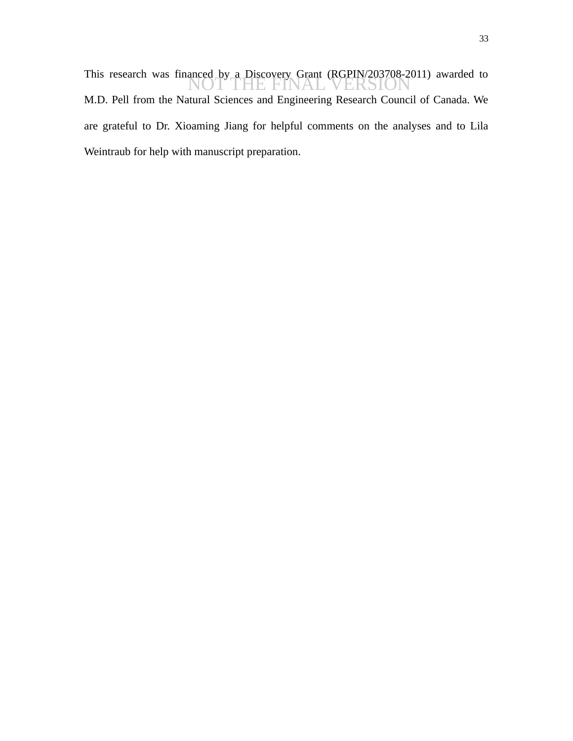This research was financed by a Discovery Grant (RGPIN/203708-2011) awarded to M.D. Pell from the Natural Sciences and Engineering Research Council of Canada. We are grateful to Dr. Xioaming Jiang for helpful comments on the analyses and to Lila Weintraub for help with manuscript preparation.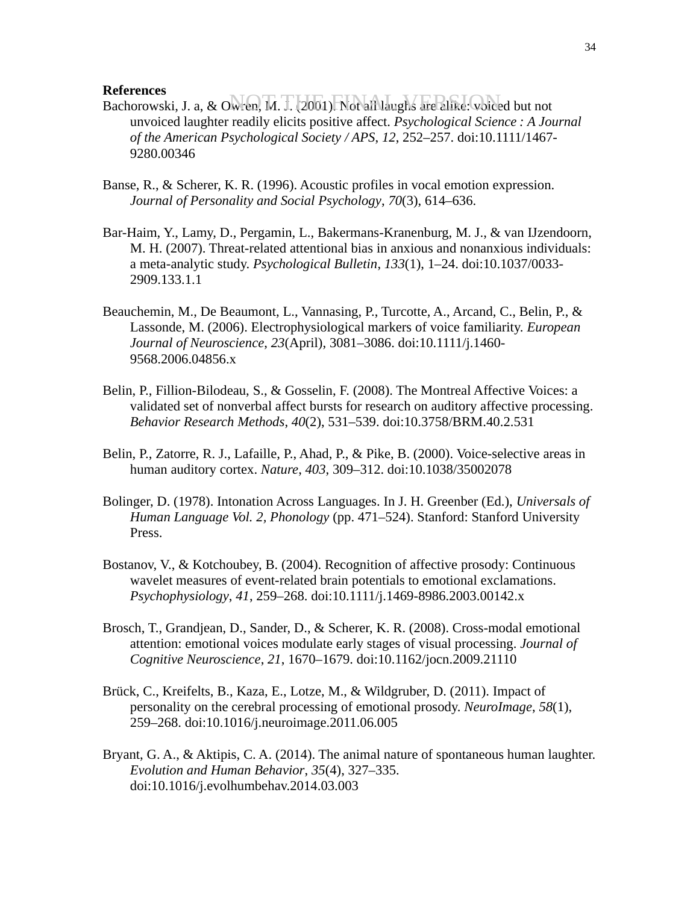**References**

NOT THE FINAL VERSION

Bachorowski, J. a, & Owren, M. J. (2001). Not all laughs are alike: voiced but not unvoiced laughter readily elicits positive affect. *Psychological Science : A Journal of the American Psychological Society / APS*, *12*, 252–257. doi:10.1111/1467-9280.00346

Banse, R., & Scherer, K. R. (1996). Acoustic profiles in vocal emotion expression. *Journal of Personality and Social Psychology*, *70*(3), 614–636.

Bar-Haim, Y., Lamy, D., Pergamin, L., Bakermans-Kranenburg, M. J., & van IJzendoorn, M. H. (2007). Threat-related attentional bias in anxious and nonanxious individuals: a meta-analytic study. *Psychological Bulletin*, *133*(1), 1–24. doi:10.1037/0033-2909.133.1.1

Beauchemin, M., De Beaumont, L., Vannasing, P., Turcotte, A., Arcand, C., Belin, P., & Lassonde, M. (2006). Electrophysiological markers of voice familiarity. *European Journal of Neuroscience*, *23*(April), 3081–3086. doi:10.1111/j.1460-9568.2006.04856.x

Belin, P., Fillion-Bilodeau, S., & Gosselin, F. (2008). The Montreal Affective Voices: a validated set of nonverbal affect bursts for research on auditory affective processing. *Behavior Research Methods*, *40*(2), 531–539. doi:10.3758/BRM.40.2.531

Belin, P., Zatorre, R. J., Lafaille, P., Ahad, P., & Pike, B. (2000). Voice-selective areas in human auditory cortex. *Nature*, *403*, 309–312. doi:10.1038/35002078

Bolinger, D. (1978). Intonation Across Languages. In J. H. Greenber (Ed.), *Universals of Human Language Vol. 2, Phonology* (pp. 471–524). Stanford: Stanford University Press.

Bostanov, V., & Kotchoubey, B. (2004). Recognition of affective prosody: Continuous wavelet measures of event-related brain potentials to emotional exclamations. *Psychophysiology*, *41*, 259–268. doi:10.1111/j.1469-8986.2003.00142.x

Brosch, T., Grandjean, D., Sander, D., & Scherer, K. R. (2008). Cross-modal emotional attention: emotional voices modulate early stages of visual processing. *Journal of Cognitive Neuroscience*, *21*, 1670–1679. doi:10.1162/jocn.2009.21110

Brück, C., Kreifelts, B., Kaza, E., Lotze, M., & Wildgruber, D. (2011). Impact of personality on the cerebral processing of emotional prosody. *NeuroImage*, *58*(1), 259–268. doi:10.1016/j.neuroimage.2011.06.005

Bryant, G. A., & Aktipis, C. A. (2014). The animal nature of spontaneous human laughter. *Evolution and Human Behavior*, *35*(4), 327–335. doi:10.1016/j.evolhumbehav.2014.03.003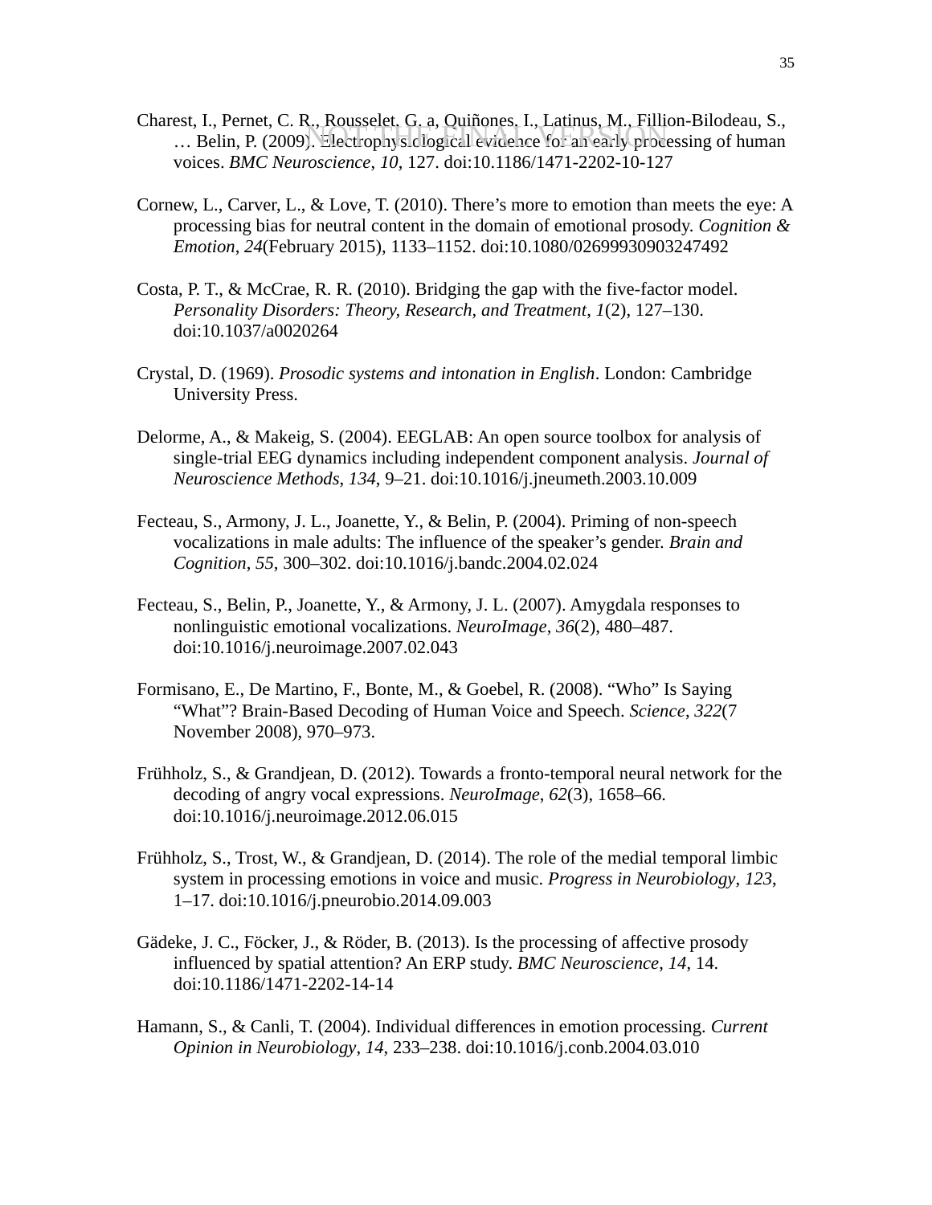Charest, I., Pernet, C. R., Rousselet, G. a, Quiñones, I., Latinus, M., Fillion-Bilodeau, S., … Belin, P. (2009). Electrophysiological evidence for an early processing of human voices. *BMC Neuroscience*, *10*, 127. doi:10.1186/1471-2202-10-127

Cornew, L., Carver, L., & Love, T. (2010). There's more to emotion than meets the eye: A processing bias for neutral content in the domain of emotional prosody. *Cognition & Emotion*, *24*(February 2015), 1133–1152. doi:10.1080/02699930903247492

Costa, P. T., & McCrae, R. R. (2010). Bridging the gap with the five-factor model. *Personality Disorders: Theory, Research, and Treatment*, *1*(2), 127–130. doi:10.1037/a0020264

Crystal, D. (1969). *Prosodic systems and intonation in English*. London: Cambridge University Press.

Delorme, A., & Makeig, S. (2004). EEGLAB: An open source toolbox for analysis of single-trial EEG dynamics including independent component analysis. *Journal of Neuroscience Methods*, *134*, 9–21. doi:10.1016/j.jneumeth.2003.10.009

Fecteau, S., Armony, J. L., Joanette, Y., & Belin, P. (2004). Priming of non-speech vocalizations in male adults: The influence of the speaker's gender. *Brain and Cognition*, *55*, 300–302. doi:10.1016/j.bandc.2004.02.024

Fecteau, S., Belin, P., Joanette, Y., & Armony, J. L. (2007). Amygdala responses to nonlinguistic emotional vocalizations. *NeuroImage*, *36*(2), 480–487. doi:10.1016/j.neuroimage.2007.02.043

Formisano, E., De Martino, F., Bonte, M., & Goebel, R. (2008). "Who" Is Saying "What"? Brain-Based Decoding of Human Voice and Speech. *Science*, *322*(7 November 2008), 970–973.

Frühholz, S., & Grandjean, D. (2012). Towards a fronto-temporal neural network for the decoding of angry vocal expressions. *NeuroImage*, *62*(3), 1658–66. doi:10.1016/j.neuroimage.2012.06.015

Frühholz, S., Trost, W., & Grandjean, D. (2014). The role of the medial temporal limbic system in processing emotions in voice and music. *Progress in Neurobiology*, *123*, 1–17. doi:10.1016/j.pneurobio.2014.09.003

Gädeke, J. C., Föcker, J., & Röder, B. (2013). Is the processing of affective prosody influenced by spatial attention? An ERP study. *BMC Neuroscience*, *14*, 14. doi:10.1186/1471-2202-14-14

Hamann, S., & Canli, T. (2004). Individual differences in emotion processing. *Current Opinion in Neurobiology*, *14*, 233–238. doi:10.1016/j.conb.2004.03.010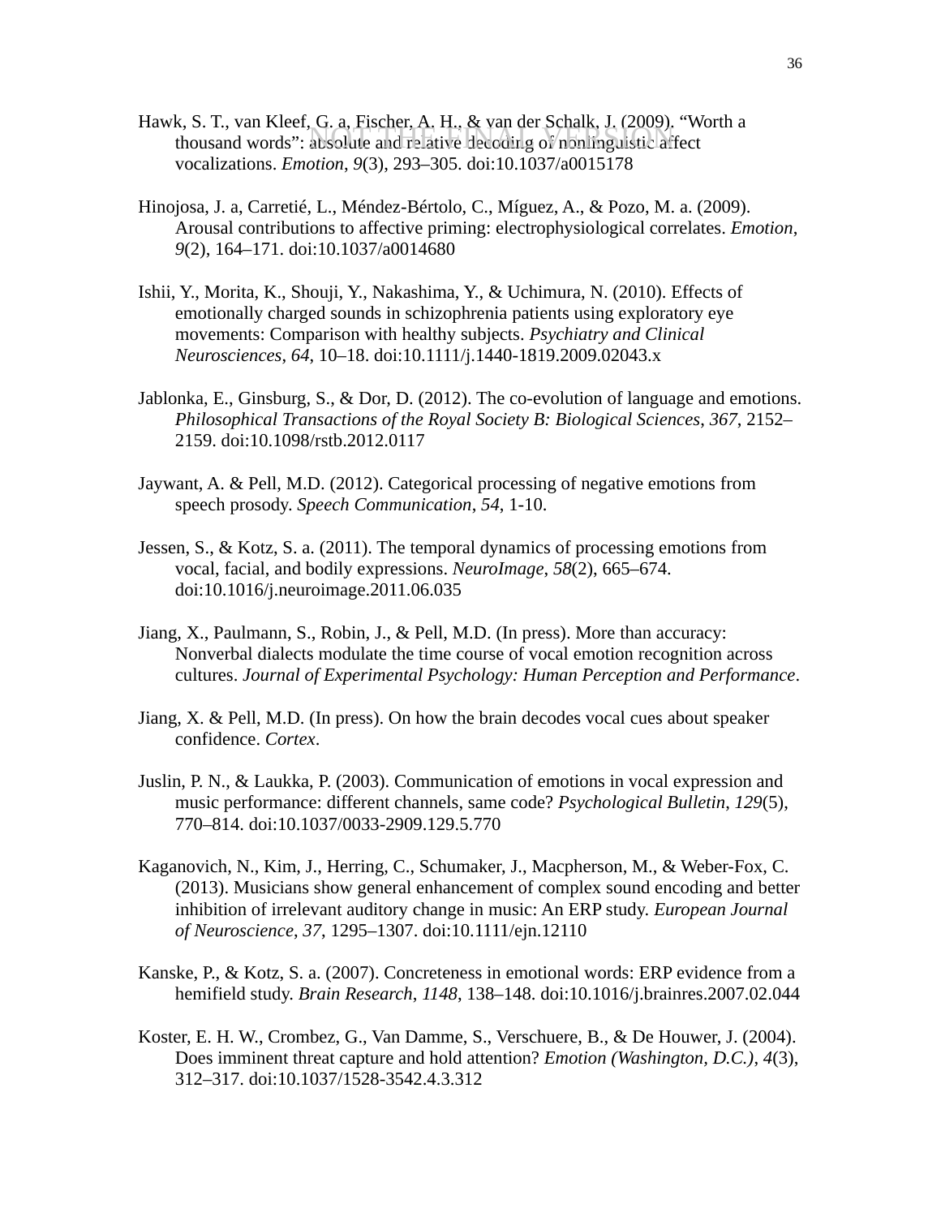Hawk, S. T., van Kleef, G. a, Fischer, A. H., & van der Schalk, J. (2009). "Worth a thousand words": absolute and relative decoding of nonlinguistic affect vocalizations. *Emotion*, *9*(3), 293–305. doi:10.1037/a0015178

Hinojosa, J. a, Carretié, L., Méndez-Bértolo, C., Míguez, A., & Pozo, M. a. (2009). Arousal contributions to affective priming: electrophysiological correlates. *Emotion*, *9*(2), 164–171. doi:10.1037/a0014680

Ishii, Y., Morita, K., Shouji, Y., Nakashima, Y., & Uchimura, N. (2010). Effects of emotionally charged sounds in schizophrenia patients using exploratory eye movements: Comparison with healthy subjects. *Psychiatry and Clinical Neurosciences, 64*, 10–18. doi:10.1111/j.1440-1819.2009.02043.x

Jablonka, E., Ginsburg, S., & Dor, D. (2012). The co-evolution of language and emotions. *Philosophical Transactions of the Royal Society B: Biological Sciences*, *367*, 2152–2159. doi:10.1098/rstb.2012.0117

Jaywant, A. & Pell, M.D. (2012). Categorical processing of negative emotions from speech prosody. *Speech Communication*, *54*, 1-10.

Jessen, S., & Kotz, S. a. (2011). The temporal dynamics of processing emotions from vocal, facial, and bodily expressions. *NeuroImage*, *58*(2), 665–674. doi:10.1016/j.neuroimage.2011.06.035

Jiang, X., Paulmann, S., Robin, J., & Pell, M.D. (In press). More than accuracy: Nonverbal dialects modulate the time course of vocal emotion recognition across cultures. *Journal of Experimental Psychology: Human Perception and Performance*.

Jiang, X. & Pell, M.D. (In press). On how the brain decodes vocal cues about speaker confidence. *Cortex*.

Juslin, P. N., & Laukka, P. (2003). Communication of emotions in vocal expression and music performance: different channels, same code? *Psychological Bulletin*, *129*(5), 770–814. doi:10.1037/0033-2909.129.5.770

Kaganovich, N., Kim, J., Herring, C., Schumaker, J., Macpherson, M., & Weber-Fox, C. (2013). Musicians show general enhancement of complex sound encoding and better inhibition of irrelevant auditory change in music: An ERP study. *European Journal of Neuroscience*, *37*, 1295–1307. doi:10.1111/ejn.12110

Kanske, P., & Kotz, S. a. (2007). Concreteness in emotional words: ERP evidence from a hemifield study. *Brain Research*, *1148*, 138–148. doi:10.1016/j.brainres.2007.02.044

Koster, E. H. W., Crombez, G., Van Damme, S., Verschuere, B., & De Houwer, J. (2004). Does imminent threat capture and hold attention? *Emotion (Washington, D.C.)*, *4*(3), 312–317. doi:10.1037/1528-3542.4.3.312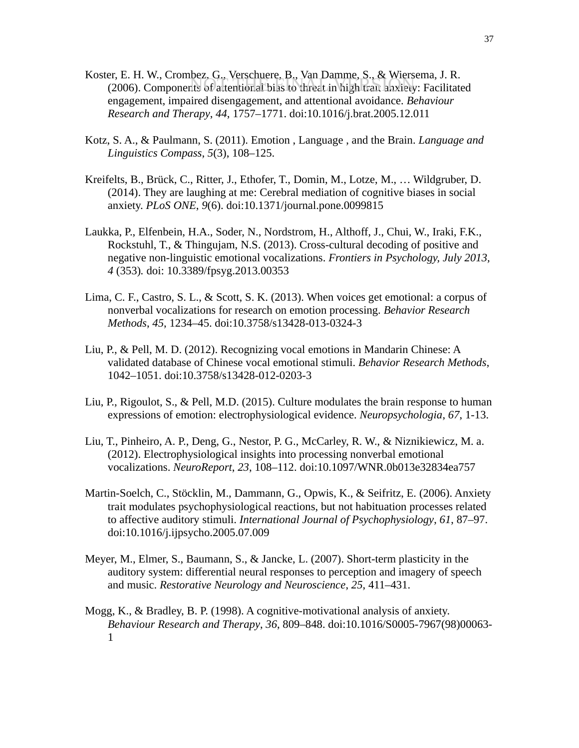Koster, E. H. W., Crombez, G., Verschuere, B., Van Damme, S., & Wiersema, J. R. (2006). Components of attentional bias to threat in high trait anxiety: Facilitated engagement, impaired disengagement, and attentional avoidance. *Behaviour Research and Therapy*, *44*, 1757–1771. doi:10.1016/j.brat.2005.12.011

Kotz, S. A., & Paulmann, S. (2011). Emotion , Language , and the Brain. *Language and Linguistics Compass*, *5*(3), 108–125.

Kreifelts, B., Brück, C., Ritter, J., Ethofer, T., Domin, M., Lotze, M., … Wildgruber, D. (2014). They are laughing at me: Cerebral mediation of cognitive biases in social anxiety. *PLoS ONE*, *9*(6). doi:10.1371/journal.pone.0099815

Laukka, P., Elfenbein, H.A., Soder, N., Nordstrom, H., Althoff, J., Chui, W., Iraki, F.K., Rockstuhl, T., & Thingujam, N.S. (2013). Cross-cultural decoding of positive and negative non-linguistic emotional vocalizations. *Frontiers in Psychology, July 2013, 4* (353). doi: 10.3389/fpsyg.2013.00353

Lima, C. F., Castro, S. L., & Scott, S. K. (2013). When voices get emotional: a corpus of nonverbal vocalizations for research on emotion processing. *Behavior Research Methods*, *45*, 1234–45. doi:10.3758/s13428-013-0324-3

Liu, P., & Pell, M. D. (2012). Recognizing vocal emotions in Mandarin Chinese: A validated database of Chinese vocal emotional stimuli. *Behavior Research Methods*, 1042–1051. doi:10.3758/s13428-012-0203-3

Liu, P., Rigoulot, S., & Pell, M.D. (2015). Culture modulates the brain response to human expressions of emotion: electrophysiological evidence. *Neuropsychologia*, *67*, 1-13.

Liu, T., Pinheiro, A. P., Deng, G., Nestor, P. G., McCarley, R. W., & Niznikiewicz, M. a. (2012). Electrophysiological insights into processing nonverbal emotional vocalizations. *NeuroReport*, *23*, 108–112. doi:10.1097/WNR.0b013e32834ea757

Martin-Soelch, C., Stöcklin, M., Dammann, G., Opwis, K., & Seifritz, E. (2006). Anxiety trait modulates psychophysiological reactions, but not habituation processes related to affective auditory stimuli. *International Journal of Psychophysiology*, *61*, 87–97. doi:10.1016/j.ijpsycho.2005.07.009

Meyer, M., Elmer, S., Baumann, S., & Jancke, L. (2007). Short-term plasticity in the auditory system: differential neural responses to perception and imagery of speech and music. *Restorative Neurology and Neuroscience*, *25*, 411–431.

Mogg, K., & Bradley, B. P. (1998). A cognitive-motivational analysis of anxiety. *Behaviour Research and Therapy*, *36*, 809–848. doi:10.1016/S0005-7967(98)00063-1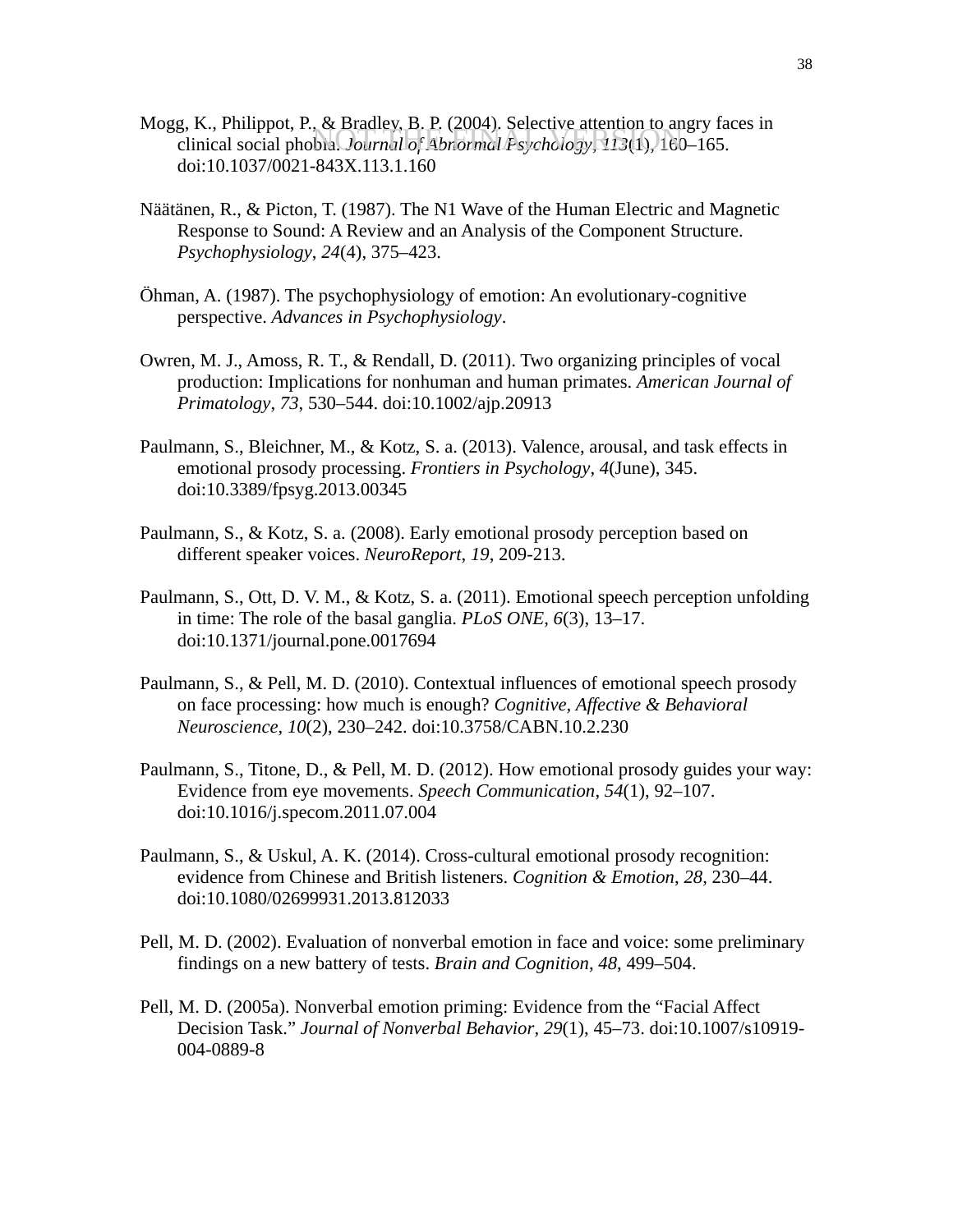Mogg, K., Philippot, P., & Bradley, B. P. (2004). Selective attention to angry faces in clinical social phobia. *Journal of Abnormal Psychology*, *113*(1), 160–165. doi:10.1037/0021-843X.113.1.160

Näätänen, R., & Picton, T. (1987). The N1 Wave of the Human Electric and Magnetic Response to Sound: A Review and an Analysis of the Component Structure. *Psychophysiology*, *24*(4), 375–423.

Öhman, A. (1987). The psychophysiology of emotion: An evolutionary-cognitive perspective. *Advances in Psychophysiology*.

Owren, M. J., Amoss, R. T., & Rendall, D. (2011). Two organizing principles of vocal production: Implications for nonhuman and human primates. *American Journal of Primatology*, *73*, 530–544. doi:10.1002/ajp.20913

Paulmann, S., Bleichner, M., & Kotz, S. a. (2013). Valence, arousal, and task effects in emotional prosody processing. *Frontiers in Psychology*, *4*(June), 345. doi:10.3389/fpsyg.2013.00345

Paulmann, S., & Kotz, S. a. (2008). Early emotional prosody perception based on different speaker voices. *NeuroReport*, *19*, 209-213.

Paulmann, S., Ott, D. V. M., & Kotz, S. a. (2011). Emotional speech perception unfolding in time: The role of the basal ganglia. *PLoS ONE*, *6*(3), 13–17. doi:10.1371/journal.pone.0017694

Paulmann, S., & Pell, M. D. (2010). Contextual influences of emotional speech prosody on face processing: how much is enough? *Cognitive, Affective & Behavioral Neuroscience*, *10*(2), 230–242. doi:10.3758/CABN.10.2.230

Paulmann, S., Titone, D., & Pell, M. D. (2012). How emotional prosody guides your way: Evidence from eye movements. *Speech Communication*, *54*(1), 92–107. doi:10.1016/j.specom.2011.07.004

Paulmann, S., & Uskul, A. K. (2014). Cross-cultural emotional prosody recognition: evidence from Chinese and British listeners. *Cognition & Emotion*, *28*, 230–44. doi:10.1080/02699931.2013.812033

Pell, M. D. (2002). Evaluation of nonverbal emotion in face and voice: some preliminary findings on a new battery of tests. *Brain and Cognition*, *48*, 499–504.

Pell, M. D. (2005a). Nonverbal emotion priming: Evidence from the "Facial Affect Decision Task." *Journal of Nonverbal Behavior*, *29*(1), 45–73. doi:10.1007/s10919-004-0889-8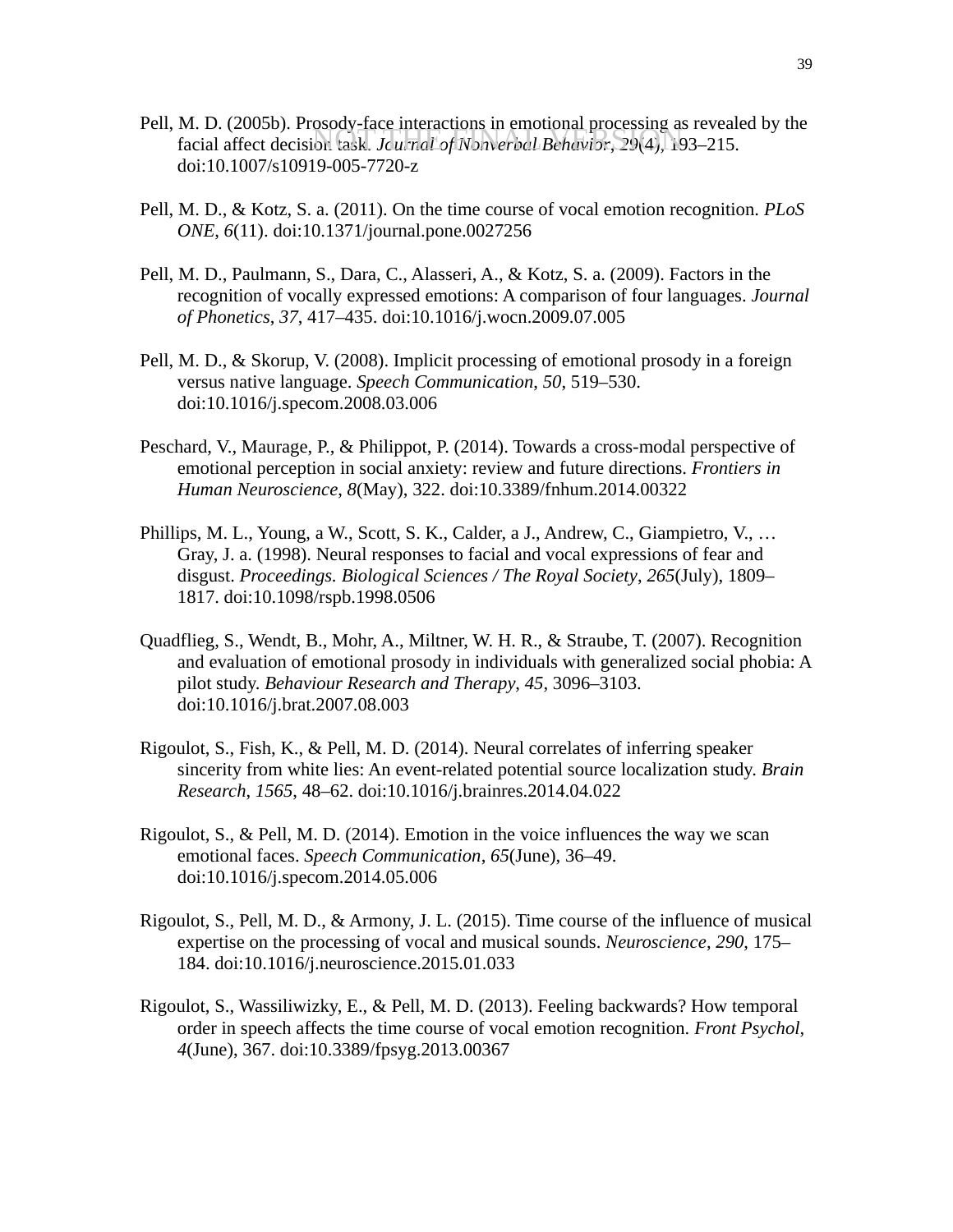Pell, M. D. (2005b). Prosody-face interactions in emotional processing as revealed by the facial affect decision task. *Journal of Nonverbal Behavior*, *29*(4), 193–215. doi:10.1007/s10919-005-7720-z

Pell, M. D., & Kotz, S. a. (2011). On the time course of vocal emotion recognition. *PLoS ONE*, *6*(11). doi:10.1371/journal.pone.0027256

Pell, M. D., Paulmann, S., Dara, C., Alasseri, A., & Kotz, S. a. (2009). Factors in the recognition of vocally expressed emotions: A comparison of four languages. *Journal of Phonetics*, *37*, 417–435. doi:10.1016/j.wocn.2009.07.005

Pell, M. D., & Skorup, V. (2008). Implicit processing of emotional prosody in a foreign versus native language. *Speech Communication*, *50*, 519–530. doi:10.1016/j.specom.2008.03.006

Peschard, V., Maurage, P., & Philippot, P. (2014). Towards a cross-modal perspective of emotional perception in social anxiety: review and future directions. *Frontiers in Human Neuroscience*, *8*(May), 322. doi:10.3389/fnhum.2014.00322

Phillips, M. L., Young, a W., Scott, S. K., Calder, a J., Andrew, C., Giampietro, V., … Gray, J. a. (1998). Neural responses to facial and vocal expressions of fear and disgust. *Proceedings. Biological Sciences / The Royal Society*, *265*(July), 1809–1817. doi:10.1098/rspb.1998.0506

Quadflieg, S., Wendt, B., Mohr, A., Miltner, W. H. R., & Straube, T. (2007). Recognition and evaluation of emotional prosody in individuals with generalized social phobia: A pilot study. *Behaviour Research and Therapy*, *45*, 3096–3103. doi:10.1016/j.brat.2007.08.003

Rigoulot, S., Fish, K., & Pell, M. D. (2014). Neural correlates of inferring speaker sincerity from white lies: An event-related potential source localization study. *Brain Research*, *1565*, 48–62. doi:10.1016/j.brainres.2014.04.022

Rigoulot, S., & Pell, M. D. (2014). Emotion in the voice influences the way we scan emotional faces. *Speech Communication*, *65*(June), 36–49. doi:10.1016/j.specom.2014.05.006

Rigoulot, S., Pell, M. D., & Armony, J. L. (2015). Time course of the influence of musical expertise on the processing of vocal and musical sounds. *Neuroscience*, *290*, 175–184. doi:10.1016/j.neuroscience.2015.01.033

Rigoulot, S., Wassiliwizky, E., & Pell, M. D. (2013). Feeling backwards? How temporal order in speech affects the time course of vocal emotion recognition. *Front Psychol*, *4*(June), 367. doi:10.3389/fpsyg.2013.00367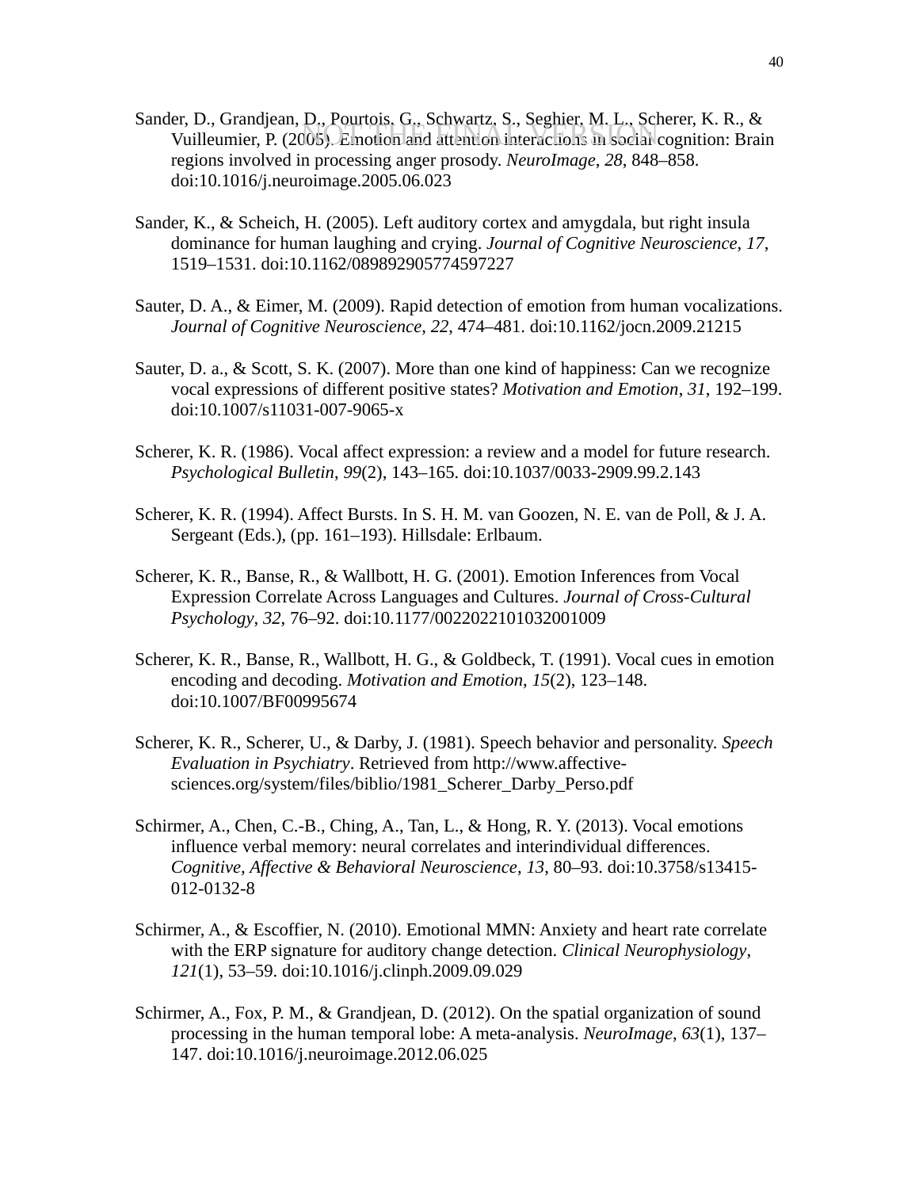Sander, D., Grandjean, D., Pourtois, G., Schwartz, S., Seghier, M. L., Scherer, K. R., & Vuilleumier, P. (2005). Emotion and attention interactions in social cognition: Brain regions involved in processing anger prosody. *NeuroImage*, *28*, 848–858. doi:10.1016/j.neuroimage.2005.06.023

Sander, K., & Scheich, H. (2005). Left auditory cortex and amygdala, but right insula dominance for human laughing and crying. *Journal of Cognitive Neuroscience*, *17*, 1519–1531. doi:10.1162/089892905774597227

Sauter, D. A., & Eimer, M. (2009). Rapid detection of emotion from human vocalizations. *Journal of Cognitive Neuroscience*, *22*, 474–481. doi:10.1162/jocn.2009.21215

Sauter, D. a., & Scott, S. K. (2007). More than one kind of happiness: Can we recognize vocal expressions of different positive states? *Motivation and Emotion*, *31*, 192–199. doi:10.1007/s11031-007-9065-x

Scherer, K. R. (1986). Vocal affect expression: a review and a model for future research. *Psychological Bulletin*, *99*(2), 143–165. doi:10.1037/0033-2909.99.2.143

Scherer, K. R. (1994). Affect Bursts. In S. H. M. van Goozen, N. E. van de Poll, & J. A. Sergeant (Eds.), (pp. 161–193). Hillsdale: Erlbaum.

Scherer, K. R., Banse, R., & Wallbott, H. G. (2001). Emotion Inferences from Vocal Expression Correlate Across Languages and Cultures. *Journal of Cross-Cultural Psychology*, *32*, 76–92. doi:10.1177/0022022101032001009

Scherer, K. R., Banse, R., Wallbott, H. G., & Goldbeck, T. (1991). Vocal cues in emotion encoding and decoding. *Motivation and Emotion*, *15*(2), 123–148. doi:10.1007/BF00995674

Scherer, K. R., Scherer, U., & Darby, J. (1981). Speech behavior and personality. *Speech Evaluation in Psychiatry*. Retrieved from http://www.affective-sciences.org/system/files/biblio/1981_Scherer_Darby_Perso.pdf

Schirmer, A., Chen, C.-B., Ching, A., Tan, L., & Hong, R. Y. (2013). Vocal emotions influence verbal memory: neural correlates and interindividual differences. *Cognitive, Affective & Behavioral Neuroscience*, *13*, 80–93. doi:10.3758/s13415-012-0132-8

Schirmer, A., & Escoffier, N. (2010). Emotional MMN: Anxiety and heart rate correlate with the ERP signature for auditory change detection. *Clinical Neurophysiology*, *121*(1), 53–59. doi:10.1016/j.clinph.2009.09.029

Schirmer, A., Fox, P. M., & Grandjean, D. (2012). On the spatial organization of sound processing in the human temporal lobe: A meta-analysis. *NeuroImage*, *63*(1), 137–147. doi:10.1016/j.neuroimage.2012.06.025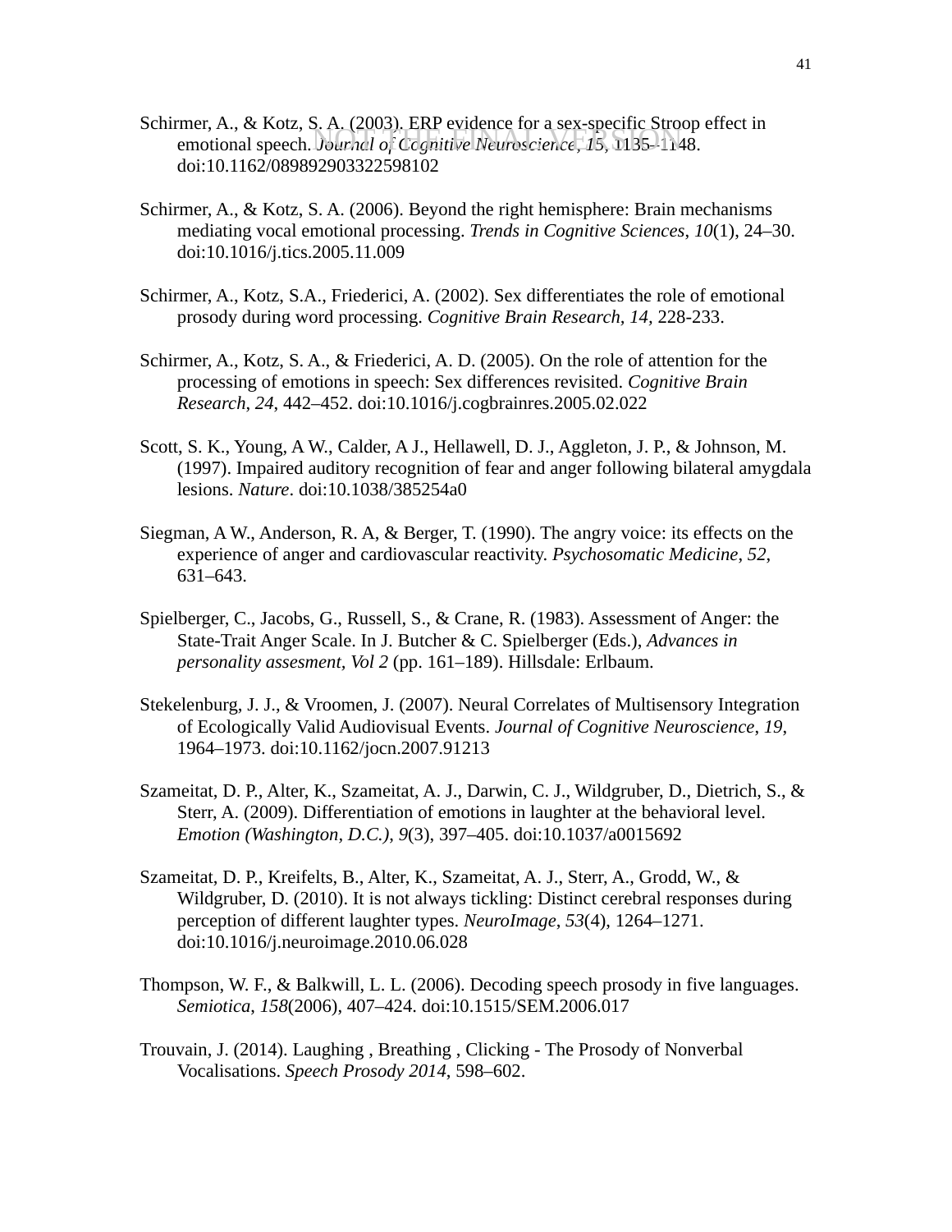Schirmer, A., & Kotz, S. A. (2003). ERP evidence for a sex-specific Stroop effect in emotional speech. *Journal of Cognitive Neuroscience*, *15*, 1135–1148. doi:10.1162/089892903322598102

Schirmer, A., & Kotz, S. A. (2006). Beyond the right hemisphere: Brain mechanisms mediating vocal emotional processing. *Trends in Cognitive Sciences*, *10*(1), 24–30. doi:10.1016/j.tics.2005.11.009

Schirmer, A., Kotz, S.A., Friederici, A. (2002). Sex differentiates the role of emotional prosody during word processing. *Cognitive Brain Research*, *14*, 228-233.

Schirmer, A., Kotz, S. A., & Friederici, A. D. (2005). On the role of attention for the processing of emotions in speech: Sex differences revisited. *Cognitive Brain Research*, *24*, 442–452. doi:10.1016/j.cogbrainres.2005.02.022

Scott, S. K., Young, A W., Calder, A J., Hellawell, D. J., Aggleton, J. P., & Johnson, M. (1997). Impaired auditory recognition of fear and anger following bilateral amygdala lesions. *Nature*. doi:10.1038/385254a0

Siegman, A W., Anderson, R. A, & Berger, T. (1990). The angry voice: its effects on the experience of anger and cardiovascular reactivity. *Psychosomatic Medicine*, *52*, 631–643.

Spielberger, C., Jacobs, G., Russell, S., & Crane, R. (1983). Assessment of Anger: the State-Trait Anger Scale. In J. Butcher & C. Spielberger (Eds.), *Advances in personality assesment*, *Vol 2* (pp. 161–189). Hillsdale: Erlbaum.

Stekelenburg, J. J., & Vroomen, J. (2007). Neural Correlates of Multisensory Integration of Ecologically Valid Audiovisual Events. *Journal of Cognitive Neuroscience*, *19*, 1964–1973. doi:10.1162/jocn.2007.91213

Szameitat, D. P., Alter, K., Szameitat, A. J., Darwin, C. J., Wildgruber, D., Dietrich, S., & Sterr, A. (2009). Differentiation of emotions in laughter at the behavioral level. *Emotion (Washington, D.C.)*, *9*(3), 397–405. doi:10.1037/a0015692

Szameitat, D. P., Kreifelts, B., Alter, K., Szameitat, A. J., Sterr, A., Grodd, W., & Wildgruber, D. (2010). It is not always tickling: Distinct cerebral responses during perception of different laughter types. *NeuroImage*, *53*(4), 1264–1271. doi:10.1016/j.neuroimage.2010.06.028

Thompson, W. F., & Balkwill, L. L. (2006). Decoding speech prosody in five languages. *Semiotica*, *158*(2006), 407–424. doi:10.1515/SEM.2006.017

Trouvain, J. (2014). Laughing , Breathing , Clicking - The Prosody of Nonverbal Vocalisations. *Speech Prosody 2014*, 598–602.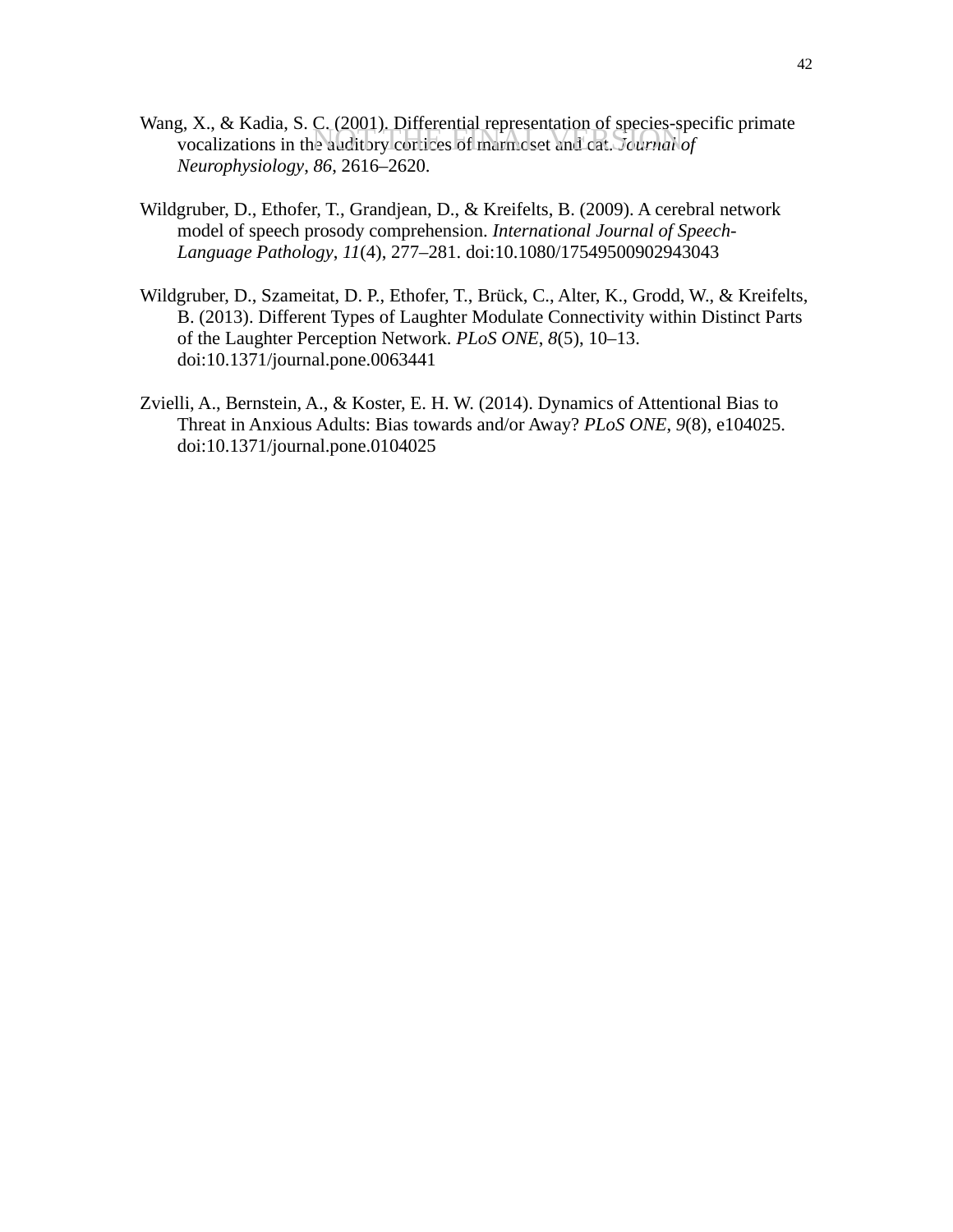Wang, X., & Kadia, S. C. (2001). Differential representation of species-specific primate vocalizations in the auditory cortices of marmoset and cat. *Journal of Neurophysiology*, *86*, 2616–2620.

Wildgruber, D., Ethofer, T., Grandjean, D., & Kreifelts, B. (2009). A cerebral network model of speech prosody comprehension. *International Journal of Speech-Language Pathology*, *11*(4), 277–281. doi:10.1080/17549500902943043

Wildgruber, D., Szameitat, D. P., Ethofer, T., Brück, C., Alter, K., Grodd, W., & Kreifelts, B. (2013). Different Types of Laughter Modulate Connectivity within Distinct Parts of the Laughter Perception Network. *PLoS ONE*, *8*(5), 10–13. doi:10.1371/journal.pone.0063441

Zvielli, A., Bernstein, A., & Koster, E. H. W. (2014). Dynamics of Attentional Bias to Threat in Anxious Adults: Bias towards and/or Away? *PLoS ONE*, *9*(8), e104025. doi:10.1371/journal.pone.0104025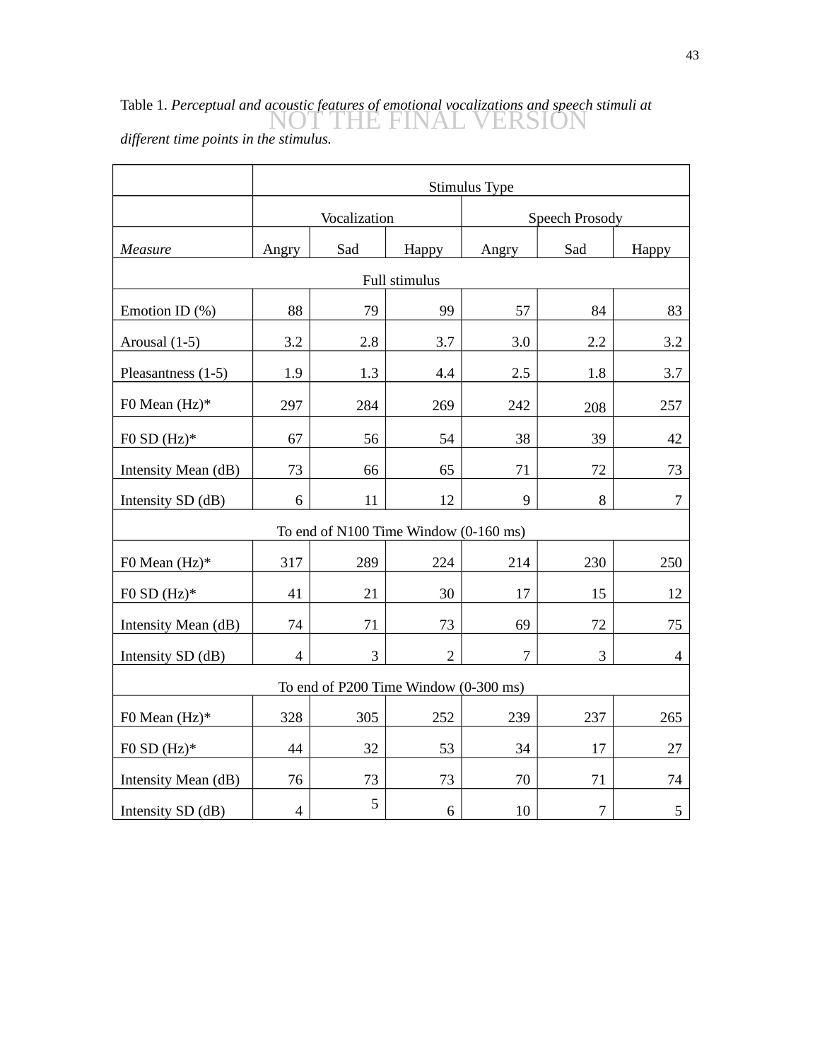Table 1. *Perceptual and acoustic features of emotional vocalizations and speech stimuli at different time points in the stimulus.*

NOT THE FINAL VERSION

| | Stimulus Type | | | | | |
|---|---|---|---|---|---|---|
| | Vocalization | | | Speech Prosody | | |
| *Measure* | Angry | Sad | Happy | Angry | Sad | Happy |
| Full stimulus | | | | | | |
| Emotion ID (%) | 88 | 79 | 99 | 57 | 84 | 83 |
| Arousal (1-5) | 3.2 | 2.8 | 3.7 | 3.0 | 2.2 | 3.2 |
| Pleasantness (1-5) | 1.9 | 1.3 | 4.4 | 2.5 | 1.8 | 3.7 |
| F0 Mean (Hz)* | 297 | 284 | 269 | 242 | 208 | 257 |
| F0 SD (Hz)* | 67 | 56 | 54 | 38 | 39 | 42 |
| Intensity Mean (dB) | 73 | 66 | 65 | 71 | 72 | 73 |
| Intensity SD (dB) | 6 | 11 | 12 | 9 | 8 | 7 |
| To end of N100 Time Window (0-160 ms) | | | | | | |
| F0 Mean (Hz)* | 317 | 289 | 224 | 214 | 230 | 250 |
| F0 SD (Hz)* | 41 | 21 | 30 | 17 | 15 | 12 |
| Intensity Mean (dB) | 74 | 71 | 73 | 69 | 72 | 75 |
| Intensity SD (dB) | 4 | 3 | 2 | 7 | 3 | 4 |
| To end of P200 Time Window (0-300 ms) | | | | | | |
| F0 Mean (Hz)* | 328 | 305 | 252 | 239 | 237 | 265 |
| F0 SD (Hz)* | 44 | 32 | 53 | 34 | 17 | 27 |
| Intensity Mean (dB) | 76 | 73 | 73 | 70 | 71 | 74 |
| Intensity SD (dB) | 4 | 5 | 6 | 10 | 7 | 5 |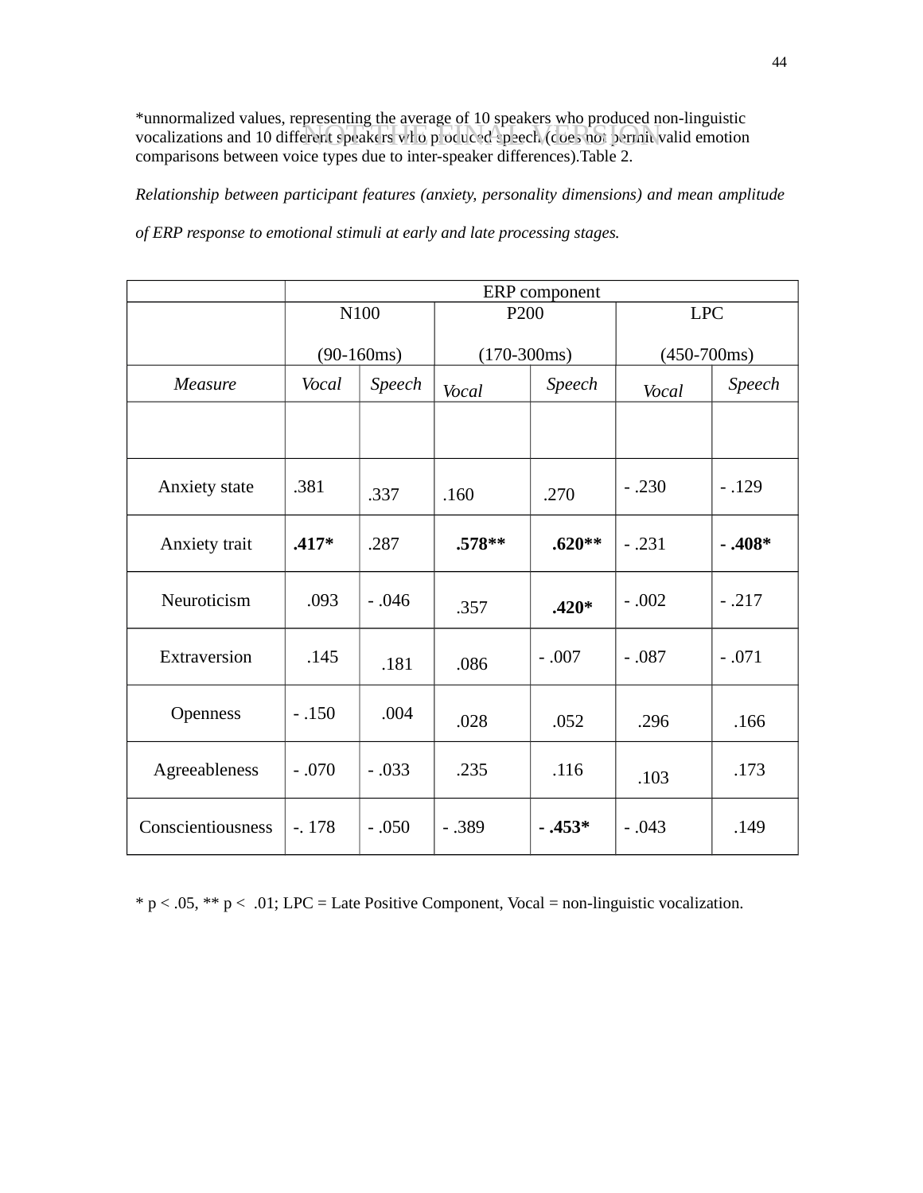*unnormalized values, representing the average of 10 speakers who produced non-linguistic vocalizations and 10 different speakers who produced speech (does not permit valid emotion comparisons between voice types due to inter-speaker differences).Table 2.

*Relationship between participant features (anxiety, personality dimensions) and mean amplitude of ERP response to emotional stimuli at early and late processing stages.*

| | ERP component | | | | | |
|---|---|---|---|---|---|---|
| | N100 (90-160ms) | | P200 (170-300ms) | | LPC (450-700ms) | |
| *Measure* | *Vocal* | *Speech* | *Vocal* | *Speech* | *Vocal* | *Speech* |
| | | | | | | |
| Anxiety state | .381 | .337 | .160 | .270 | - .230 | - .129 |
| Anxiety trait | **.417*** | .287 | **.578**** | **.620**** | - .231 | **- .408*** |
| Neuroticism | .093 | - .046 | .357 | **.420*** | - .002 | - .217 |
| Extraversion | .145 | .181 | .086 | - .007 | - .087 | - .071 |
| Openness | - .150 | .004 | .028 | .052 | .296 | .166 |
| Agreeableness | - .070 | - .033 | .235 | .116 | .103 | .173 |
| Conscientiousness | -. 178 | - .050 | - .389 | **- .453*** | - .043 | .149 |

* $p < .05$, ** $p < .01$; LPC = Late Positive Component, Vocal = non-linguistic vocalization.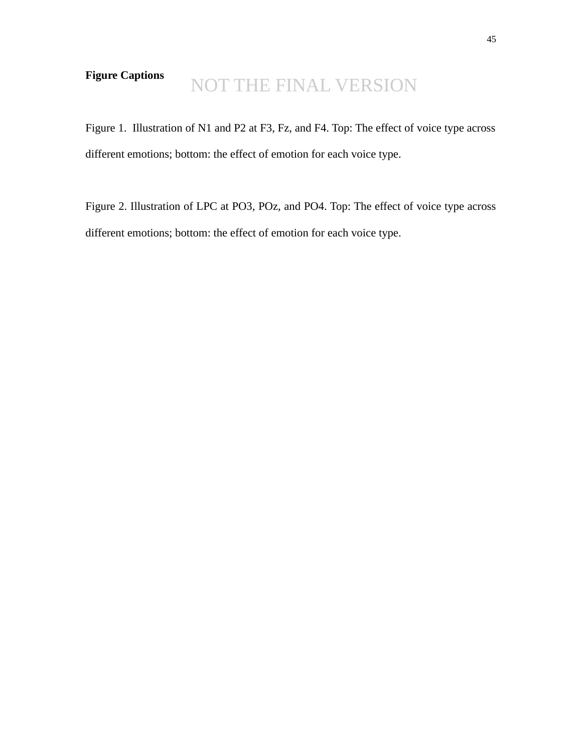**Figure Captions**

NOT THE FINAL VERSION

Figure 1. Illustration of N1 and P2 at F3, Fz, and F4. Top: The effect of voice type across different emotions; bottom: the effect of emotion for each voice type.

Figure 2. Illustration of LPC at PO3, POz, and PO4. Top: The effect of voice type across different emotions; bottom: the effect of emotion for each voice type.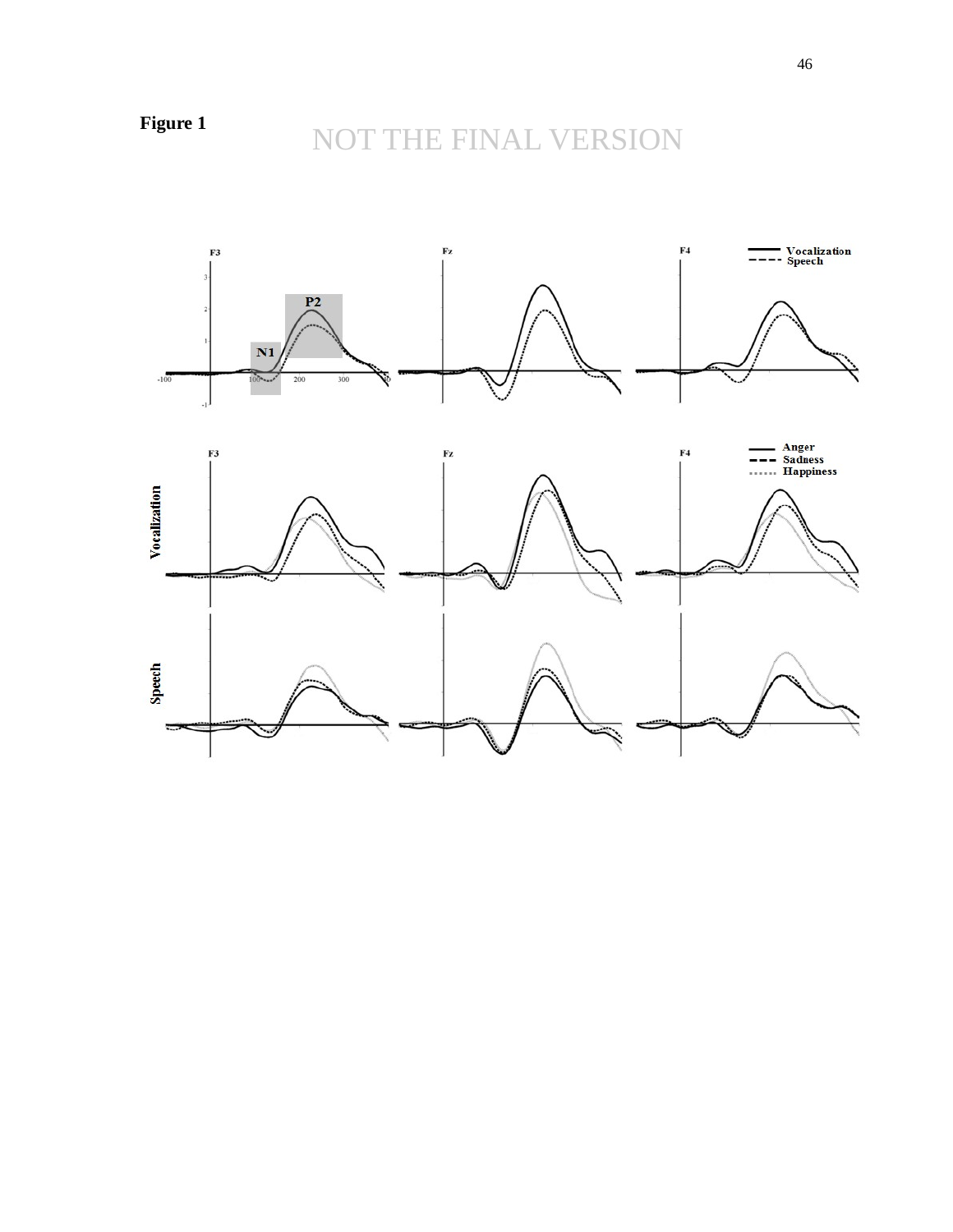**Figure 1**

NOT THE FINAL VERSION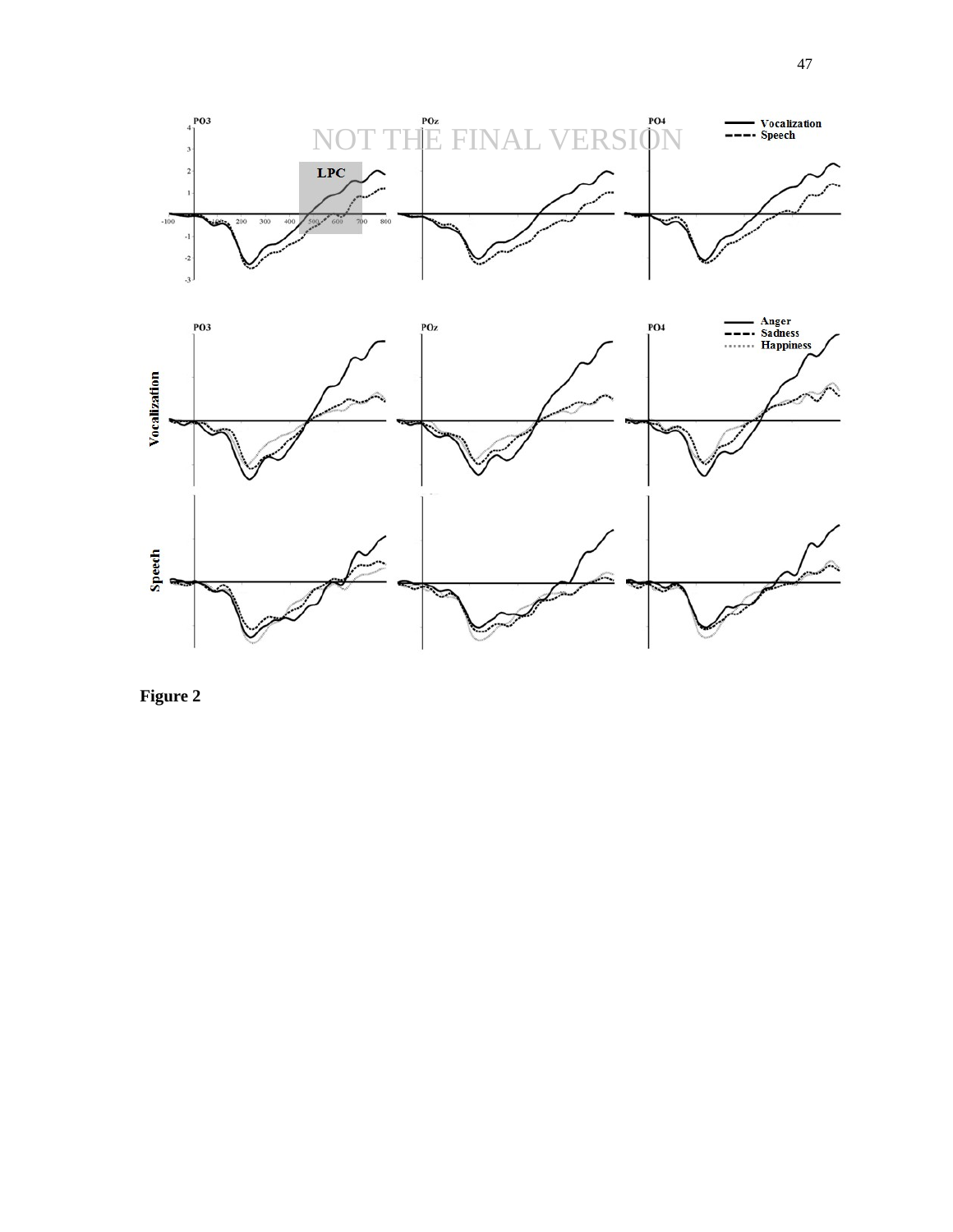PO3

4

3

2

1

-100

-1

-2

-3

200 300 400 500 600 700 800

LPC

POz

PO4

Vocalization

Speech

NOT THE FINAL VERSION

PO3

POz

PO4

Anger

Sadness

Happiness

Vocalization

Speech

**Figure 2**